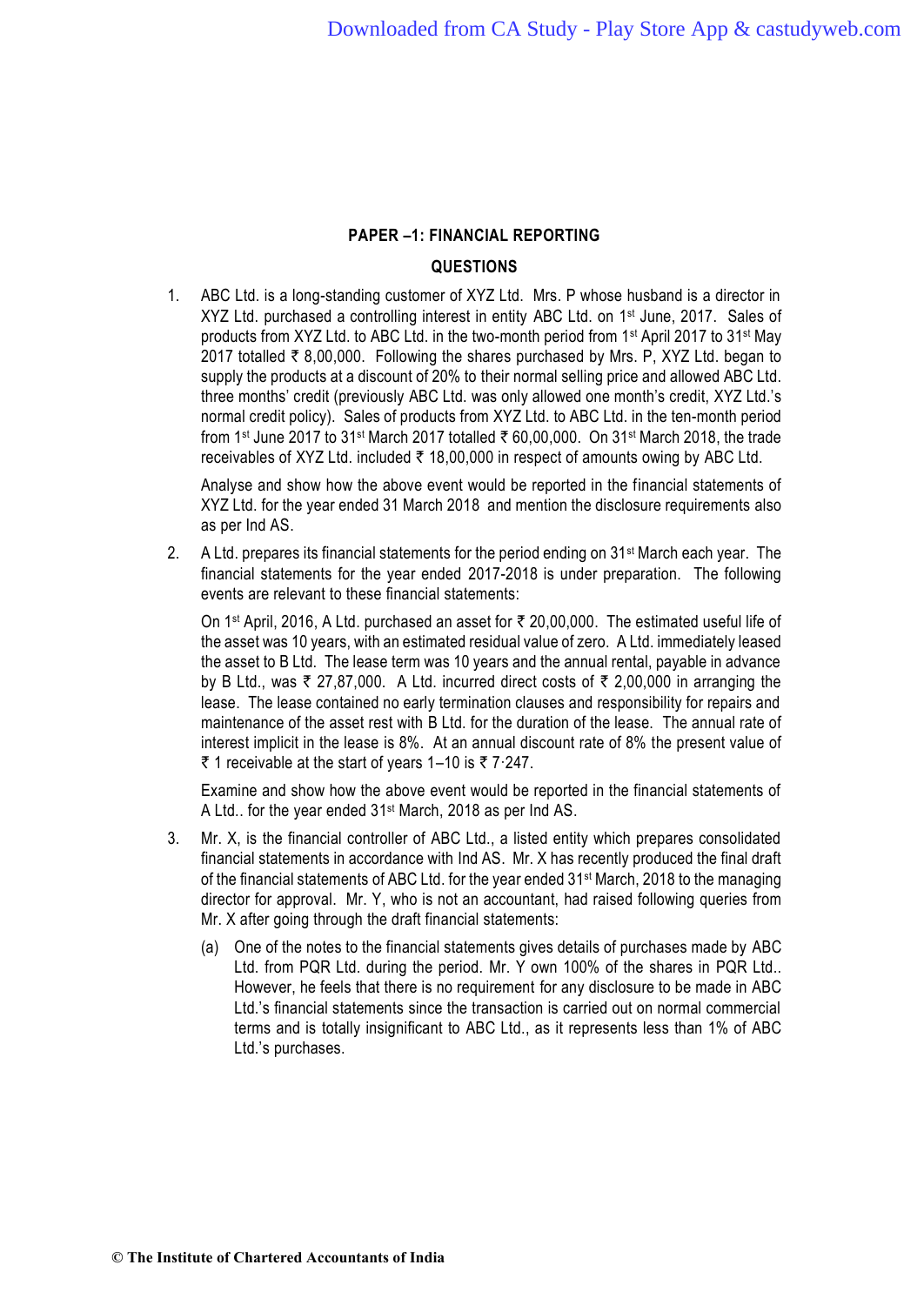## PAPER –1: FINANCIAL REPORTING

### QUESTIONS

1. ABC Ltd. is a long-standing customer of XYZ Ltd. Mrs. P whose husband is a director in XYZ Ltd. purchased a controlling interest in entity ABC Ltd. on 1st June, 2017. Sales of products from XYZ Ltd. to ABC Ltd. in the two-month period from 1st April 2017 to 31st May 2017 totalled ₹ 8,00,000. Following the shares purchased by Mrs. P, XYZ Ltd. began to supply the products at a discount of 20% to their normal selling price and allowed ABC Ltd. three months' credit (previously ABC Ltd. was only allowed one month's credit, XYZ Ltd.'s normal credit policy). Sales of products from XYZ Ltd. to ABC Ltd. in the ten-month period from 1st June 2017 to 31st March 2017 totalled ₹ 60,00,000. On 31st March 2018, the trade receivables of XYZ Ltd. included ₹ 18,00,000 in respect of amounts owing by ABC Ltd.

   Analyse and show how the above event would be reported in the financial statements of XYZ Ltd. for the year ended 31 March 2018 and mention the disclosure requirements also as per Ind AS.

2. A Ltd. prepares its financial statements for the period ending on 31st March each year. The financial statements for the year ended 2017-2018 is under preparation. The following events are relevant to these financial statements:

   On 1st April, 2016, A Ltd. purchased an asset for ₹ 20,00,000. The estimated useful life of the asset was 10 years, with an estimated residual value of zero. A Ltd. immediately leased the asset to B Ltd. The lease term was 10 years and the annual rental, payable in advance by B Ltd., was ₹ 27,87,000. A Ltd. incurred direct costs of ₹ 2,00,000 in arranging the lease. The lease contained no early termination clauses and responsibility for repairs and maintenance of the asset rest with B Ltd. for the duration of the lease. The annual rate of interest implicit in the lease is 8%. At an annual discount rate of 8% the present value of ₹ 1 receivable at the start of years 1–10 is ₹ 7·247.

   Examine and show how the above event would be reported in the financial statements of A Ltd.. for the year ended 31st March, 2018 as per Ind AS.

3. Mr. X, is the financial controller of ABC Ltd., a listed entity which prepares consolidated financial statements in accordance with Ind AS. Mr. X has recently produced the final draft of the financial statements of ABC Ltd. for the year ended 31st March, 2018 to the managing director for approval. Mr. Y, who is not an accountant, had raised following queries from Mr. X after going through the draft financial statements:

   (a) One of the notes to the financial statements gives details of purchases made by ABC Ltd. from PQR Ltd. during the period. Mr. Y own 100% of the shares in PQR Ltd.. However, he feels that there is no requirement for any disclosure to be made in ABC Ltd.'s financial statements since the transaction is carried out on normal commercial terms and is totally insignificant to ABC Ltd., as it represents less than 1% of ABC Ltd.'s purchases.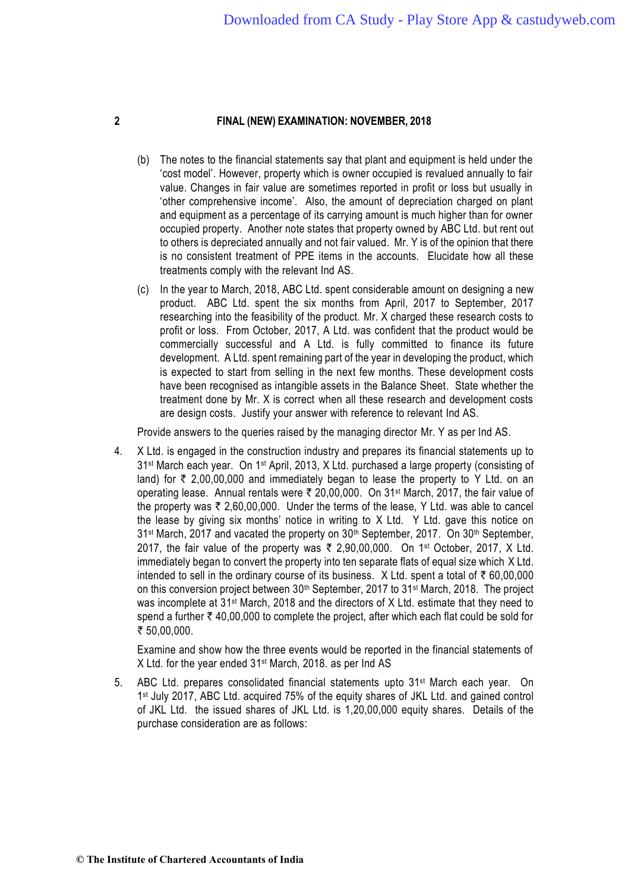(b) The notes to the financial statements say that plant and equipment is held under the 'cost model'. However, property which is owner occupied is revalued annually to fair value. Changes in fair value are sometimes reported in profit or loss but usually in 'other comprehensive income'. Also, the amount of depreciation charged on plant and equipment as a percentage of its carrying amount is much higher than for owner occupied property. Another note states that property owned by ABC Ltd. but rent out to others is depreciated annually and not fair valued. Mr. Y is of the opinion that there is no consistent treatment of PPE items in the accounts. Elucidate how all these treatments comply with the relevant Ind AS.

(c) In the year to March, 2018, ABC Ltd. spent considerable amount on designing a new product. ABC Ltd. spent the six months from April, 2017 to September, 2017 researching into the feasibility of the product. Mr. X charged these research costs to profit or loss. From October, 2017, A Ltd. was confident that the product would be commercially successful and A Ltd. is fully committed to finance its future development. A Ltd. spent remaining part of the year in developing the product, which is expected to start from selling in the next few months. These development costs have been recognised as intangible assets in the Balance Sheet. State whether the treatment done by Mr. X is correct when all these research and development costs are design costs. Justify your answer with reference to relevant Ind AS.

Provide answers to the queries raised by the managing director Mr. Y as per Ind AS.

4. X Ltd. is engaged in the construction industry and prepares its financial statements up to 31st March each year. On 1st April, 2013, X Ltd. purchased a large property (consisting of land) for ₹ 2,00,00,000 and immediately began to lease the property to Y Ltd. on an operating lease. Annual rentals were ₹ 20,00,000. On 31st March, 2017, the fair value of the property was ₹ 2,60,00,000. Under the terms of the lease, Y Ltd. was able to cancel the lease by giving six months' notice in writing to X Ltd. Y Ltd. gave this notice on 31st March, 2017 and vacated the property on 30th September, 2017. On 30th September, 2017, the fair value of the property was ₹ 2,90,00,000. On 1st October, 2017, X Ltd. immediately began to convert the property into ten separate flats of equal size which X Ltd. intended to sell in the ordinary course of its business. X Ltd. spent a total of ₹ 60,00,000 on this conversion project between 30th September, 2017 to 31st March, 2018. The project was incomplete at 31st March, 2018 and the directors of X Ltd. estimate that they need to spend a further ₹ 40,00,000 to complete the project, after which each flat could be sold for ₹ 50,00,000.

   Examine and show how the three events would be reported in the financial statements of X Ltd. for the year ended 31st March, 2018. as per Ind AS

5. ABC Ltd. prepares consolidated financial statements upto 31st March each year. On 1st July 2017, ABC Ltd. acquired 75% of the equity shares of JKL Ltd. and gained control of JKL Ltd. the issued shares of JKL Ltd. is 1,20,00,000 equity shares. Details of the purchase consideration are as follows: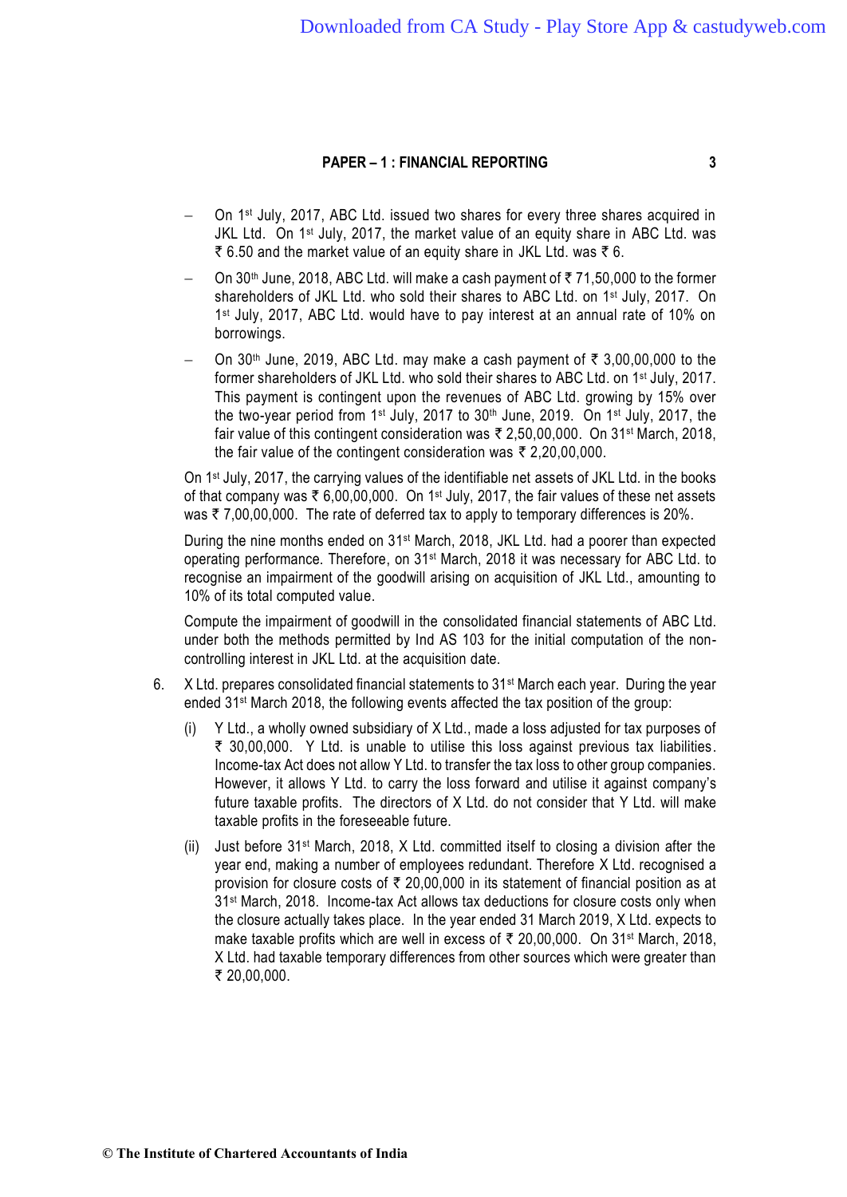- On 1st July, 2017, ABC Ltd. issued two shares for every three shares acquired in JKL Ltd. On 1st July, 2017, the market value of an equity share in ABC Ltd. was ₹ 6.50 and the market value of an equity share in JKL Ltd. was ₹ 6.
- On 30th June, 2018, ABC Ltd. will make a cash payment of ₹ 71,50,000 to the former shareholders of JKL Ltd. who sold their shares to ABC Ltd. on 1st July, 2017. On 1st July, 2017, ABC Ltd. would have to pay interest at an annual rate of 10% on borrowings.
- On 30th June, 2019, ABC Ltd. may make a cash payment of ₹ 3,00,00,000 to the former shareholders of JKL Ltd. who sold their shares to ABC Ltd. on 1st July, 2017. This payment is contingent upon the revenues of ABC Ltd. growing by 15% over the two-year period from 1st July, 2017 to 30th June, 2019. On 1st July, 2017, the fair value of this contingent consideration was ₹ 2,50,00,000. On 31st March, 2018, the fair value of the contingent consideration was ₹ 2,20,00,000.

On 1st July, 2017, the carrying values of the identifiable net assets of JKL Ltd. in the books of that company was ₹ 6,00,00,000. On 1st July, 2017, the fair values of these net assets was ₹ 7,00,00,000. The rate of deferred tax to apply to temporary differences is 20%.

During the nine months ended on 31st March, 2018, JKL Ltd. had a poorer than expected operating performance. Therefore, on 31st March, 2018 it was necessary for ABC Ltd. to recognise an impairment of the goodwill arising on acquisition of JKL Ltd., amounting to 10% of its total computed value.

Compute the impairment of goodwill in the consolidated financial statements of ABC Ltd. under both the methods permitted by Ind AS 103 for the initial computation of the non-controlling interest in JKL Ltd. at the acquisition date.

6. X Ltd. prepares consolidated financial statements to 31st March each year. During the year ended 31st March 2018, the following events affected the tax position of the group:

   (i) Y Ltd., a wholly owned subsidiary of X Ltd., made a loss adjusted for tax purposes of ₹ 30,00,000. Y Ltd. is unable to utilise this loss against previous tax liabilities. Income-tax Act does not allow Y Ltd. to transfer the tax loss to other group companies. However, it allows Y Ltd. to carry the loss forward and utilise it against company's future taxable profits. The directors of X Ltd. do not consider that Y Ltd. will make taxable profits in the foreseeable future.

   (ii) Just before 31st March, 2018, X Ltd. committed itself to closing a division after the year end, making a number of employees redundant. Therefore X Ltd. recognised a provision for closure costs of ₹ 20,00,000 in its statement of financial position as at 31st March, 2018. Income-tax Act allows tax deductions for closure costs only when the closure actually takes place. In the year ended 31 March 2019, X Ltd. expects to make taxable profits which are well in excess of ₹ 20,00,000. On 31st March, 2018, X Ltd. had taxable temporary differences from other sources which were greater than ₹ 20,00,000.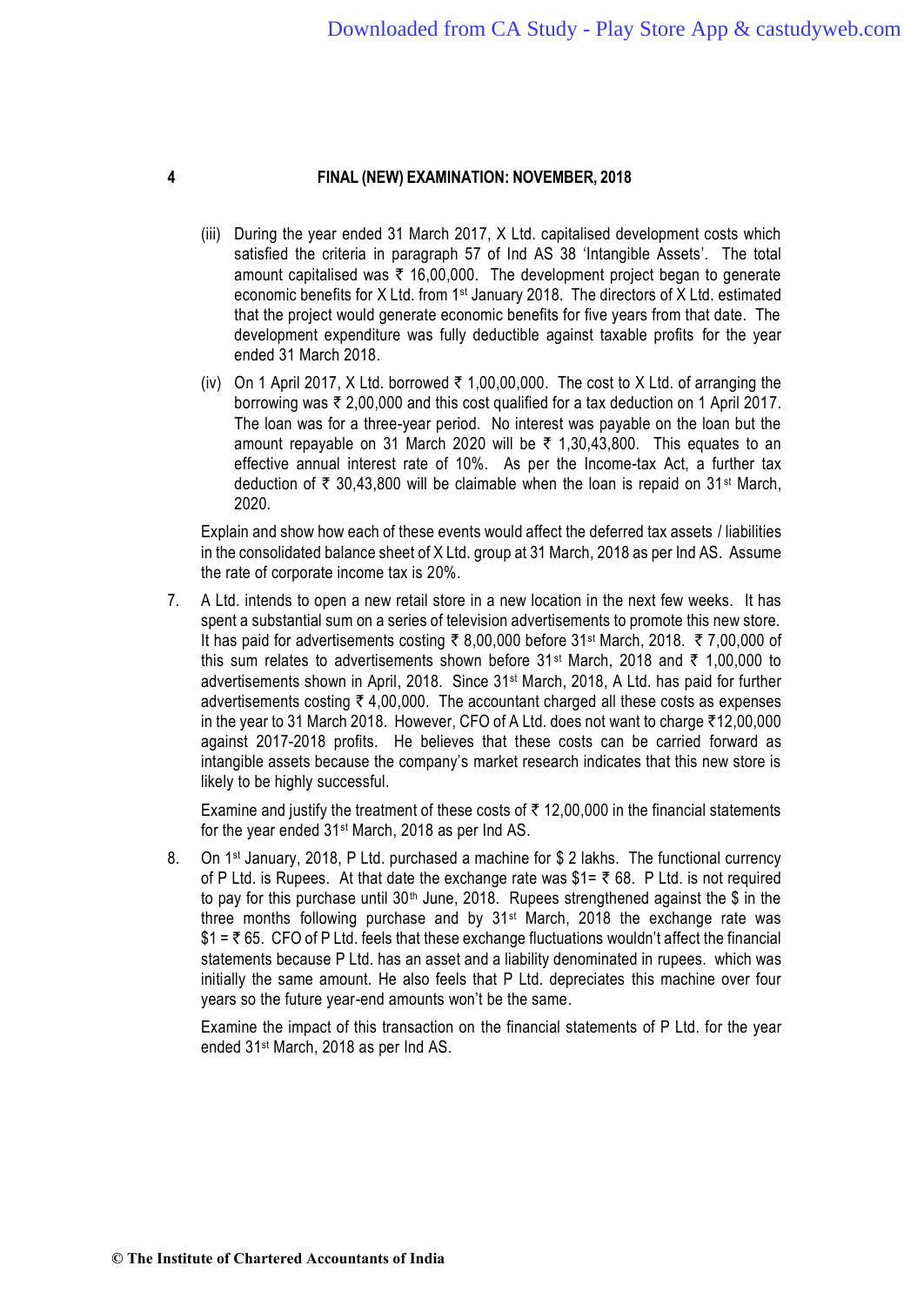(iii) During the year ended 31 March 2017, X Ltd. capitalised development costs which satisfied the criteria in paragraph 57 of Ind AS 38 'Intangible Assets'. The total amount capitalised was ₹ 16,00,000. The development project began to generate economic benefits for X Ltd. from 1st January 2018. The directors of X Ltd. estimated that the project would generate economic benefits for five years from that date. The development expenditure was fully deductible against taxable profits for the year ended 31 March 2018.

(iv) On 1 April 2017, X Ltd. borrowed ₹ 1,00,00,000. The cost to X Ltd. of arranging the borrowing was ₹ 2,00,000 and this cost qualified for a tax deduction on 1 April 2017. The loan was for a three-year period. No interest was payable on the loan but the amount repayable on 31 March 2020 will be ₹ 1,30,43,800. This equates to an effective annual interest rate of 10%. As per the Income-tax Act, a further tax deduction of ₹ 30,43,800 will be claimable when the loan is repaid on 31st March, 2020.

Explain and show how each of these events would affect the deferred tax assets / liabilities in the consolidated balance sheet of X Ltd. group at 31 March, 2018 as per Ind AS. Assume the rate of corporate income tax is 20%.

7. A Ltd. intends to open a new retail store in a new location in the next few weeks. It has spent a substantial sum on a series of television advertisements to promote this new store. It has paid for advertisements costing ₹ 8,00,000 before 31st March, 2018. ₹ 7,00,000 of this sum relates to advertisements shown before 31st March, 2018 and ₹ 1,00,000 to advertisements shown in April, 2018. Since 31st March, 2018, A Ltd. has paid for further advertisements costing ₹ 4,00,000. The accountant charged all these costs as expenses in the year to 31 March 2018. However, CFO of A Ltd. does not want to charge ₹12,00,000 against 2017-2018 profits. He believes that these costs can be carried forward as intangible assets because the company's market research indicates that this new store is likely to be highly successful.

   Examine and justify the treatment of these costs of ₹ 12,00,000 in the financial statements for the year ended 31st March, 2018 as per Ind AS.

8. On 1st January, 2018, P Ltd. purchased a machine for $ 2 lakhs. The functional currency of P Ltd. is Rupees. At that date the exchange rate was $1= ₹ 68. P Ltd. is not required to pay for this purchase until 30th June, 2018. Rupees strengthened against the $ in the three months following purchase and by 31st March, 2018 the exchange rate was $1 = ₹ 65. CFO of P Ltd. feels that these exchange fluctuations wouldn't affect the financial statements because P Ltd. has an asset and a liability denominated in rupees. which was initially the same amount. He also feels that P Ltd. depreciates this machine over four years so the future year-end amounts won't be the same.

   Examine the impact of this transaction on the financial statements of P Ltd. for the year ended 31st March, 2018 as per Ind AS.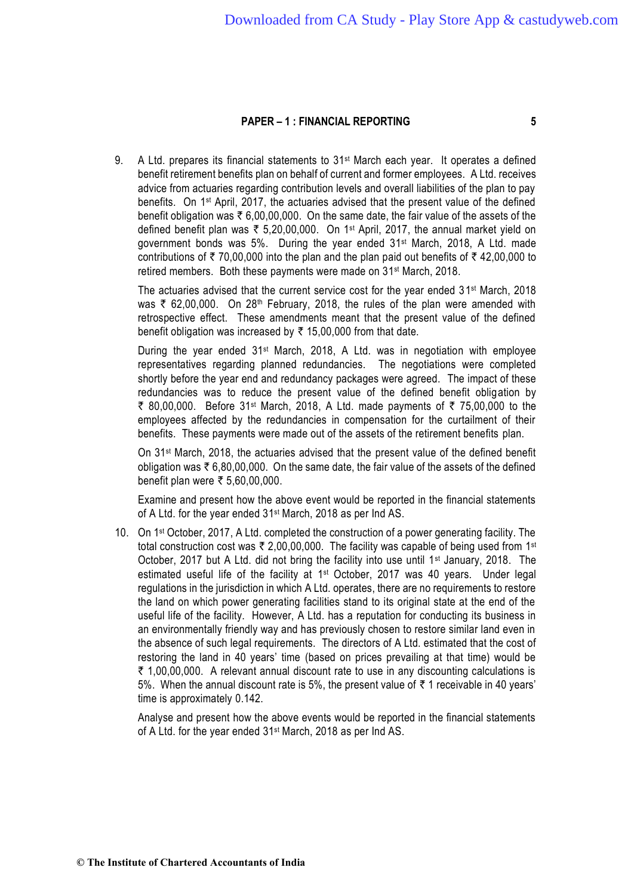9. A Ltd. prepares its financial statements to 31st March each year. It operates a defined benefit retirement benefits plan on behalf of current and former employees. A Ltd. receives advice from actuaries regarding contribution levels and overall liabilities of the plan to pay benefits. On 1st April, 2017, the actuaries advised that the present value of the defined benefit obligation was ₹ 6,00,00,000. On the same date, the fair value of the assets of the defined benefit plan was ₹ 5,20,00,000. On 1st April, 2017, the annual market yield on government bonds was 5%. During the year ended 31st March, 2018, A Ltd. made contributions of ₹ 70,00,000 into the plan and the plan paid out benefits of ₹ 42,00,000 to retired members. Both these payments were made on 31st March, 2018.

   The actuaries advised that the current service cost for the year ended 31st March, 2018 was ₹ 62,00,000. On 28th February, 2018, the rules of the plan were amended with retrospective effect. These amendments meant that the present value of the defined benefit obligation was increased by ₹ 15,00,000 from that date.

   During the year ended 31st March, 2018, A Ltd. was in negotiation with employee representatives regarding planned redundancies. The negotiations were completed shortly before the year end and redundancy packages were agreed. The impact of these redundancies was to reduce the present value of the defined benefit obligation by ₹ 80,00,000. Before 31st March, 2018, A Ltd. made payments of ₹ 75,00,000 to the employees affected by the redundancies in compensation for the curtailment of their benefits. These payments were made out of the assets of the retirement benefits plan.

   On 31st March, 2018, the actuaries advised that the present value of the defined benefit obligation was ₹ 6,80,00,000. On the same date, the fair value of the assets of the defined benefit plan were ₹ 5,60,00,000.

   Examine and present how the above event would be reported in the financial statements of A Ltd. for the year ended 31st March, 2018 as per Ind AS.

10. On 1st October, 2017, A Ltd. completed the construction of a power generating facility. The total construction cost was ₹ 2,00,00,000. The facility was capable of being used from 1st October, 2017 but A Ltd. did not bring the facility into use until 1st January, 2018. The estimated useful life of the facility at 1st October, 2017 was 40 years. Under legal regulations in the jurisdiction in which A Ltd. operates, there are no requirements to restore the land on which power generating facilities stand to its original state at the end of the useful life of the facility. However, A Ltd. has a reputation for conducting its business in an environmentally friendly way and has previously chosen to restore similar land even in the absence of such legal requirements. The directors of A Ltd. estimated that the cost of restoring the land in 40 years' time (based on prices prevailing at that time) would be ₹ 1,00,00,000. A relevant annual discount rate to use in any discounting calculations is 5%. When the annual discount rate is 5%, the present value of ₹ 1 receivable in 40 years' time is approximately 0.142.

    Analyse and present how the above events would be reported in the financial statements of A Ltd. for the year ended 31st March, 2018 as per Ind AS.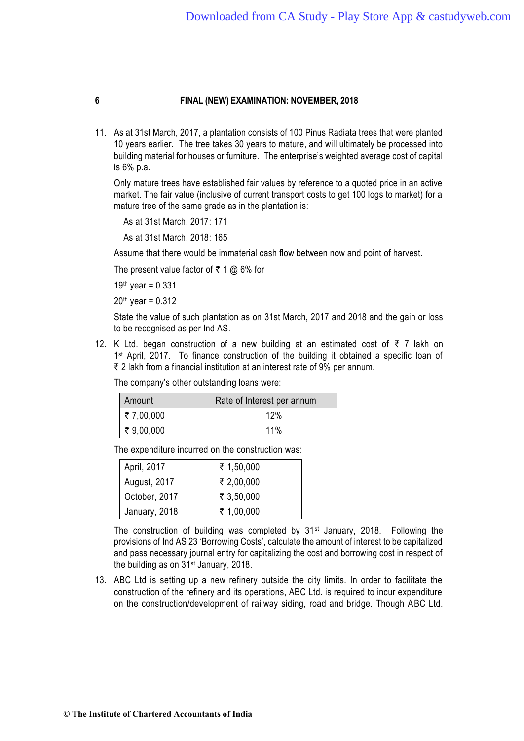11. As at 31st March, 2017, a plantation consists of 100 Pinus Radiata trees that were planted 10 years earlier. The tree takes 30 years to mature, and will ultimately be processed into building material for houses or furniture. The enterprise's weighted average cost of capital is 6% p.a.

    Only mature trees have established fair values by reference to a quoted price in an active market. The fair value (inclusive of current transport costs to get 100 logs to market) for a mature tree of the same grade as in the plantation is:

    As at 31st March, 2017: 171

    As at 31st March, 2018: 165

    Assume that there would be immaterial cash flow between now and point of harvest.

    The present value factor of ₹ 1 @ 6% for

    19th year = 0.331

    20th year = 0.312

    State the value of such plantation as on 31st March, 2017 and 2018 and the gain or loss to be recognised as per Ind AS.

12. K Ltd. began construction of a new building at an estimated cost of ₹ 7 lakh on 1st April, 2017. To finance construction of the building it obtained a specific loan of ₹ 2 lakh from a financial institution at an interest rate of 9% per annum.

    The company's other outstanding loans were:

    | Amount | Rate of Interest per annum |
    |---|---|
    | ₹ 7,00,000 | 12% |
    | ₹ 9,00,000 | 11% |

    The expenditure incurred on the construction was:

    | | |
    |---|---|
    | April, 2017 | ₹ 1,50,000 |
    | August, 2017 | ₹ 2,00,000 |
    | October, 2017 | ₹ 3,50,000 |
    | January, 2018 | ₹ 1,00,000 |

    The construction of building was completed by 31st January, 2018. Following the provisions of Ind AS 23 'Borrowing Costs', calculate the amount of interest to be capitalized and pass necessary journal entry for capitalizing the cost and borrowing cost in respect of the building as on 31st January, 2018.

13. ABC Ltd is setting up a new refinery outside the city limits. In order to facilitate the construction of the refinery and its operations, ABC Ltd. is required to incur expenditure on the construction/development of railway siding, road and bridge. Though ABC Ltd.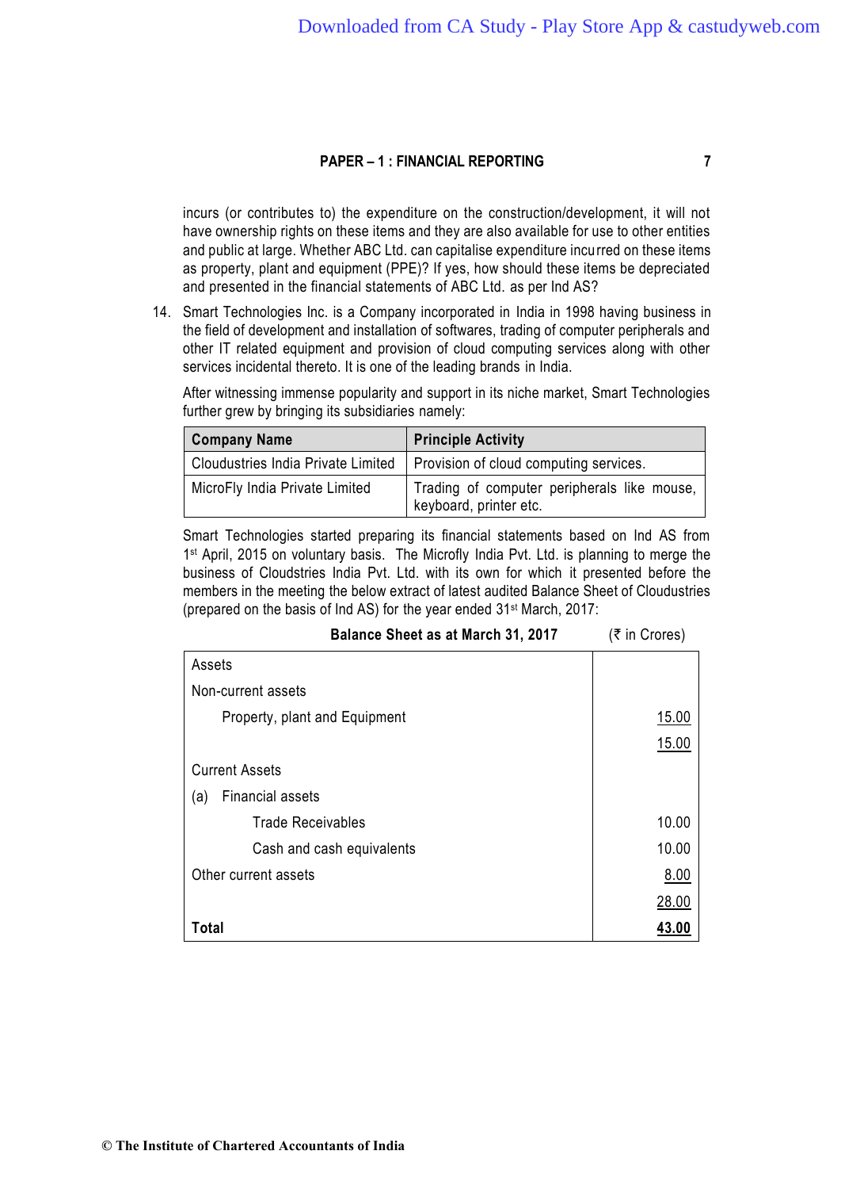incurs (or contributes to) the expenditure on the construction/development, it will not have ownership rights on these items and they are also available for use to other entities and public at large. Whether ABC Ltd. can capitalise expenditure incurred on these items as property, plant and equipment (PPE)? If yes, how should these items be depreciated and presented in the financial statements of ABC Ltd. as per Ind AS?

14. Smart Technologies Inc. is a Company incorporated in India in 1998 having business in the field of development and installation of softwares, trading of computer peripherals and other IT related equipment and provision of cloud computing services along with other services incidental thereto. It is one of the leading brands in India.

    After witnessing immense popularity and support in its niche market, Smart Technologies further grew by bringing its subsidiaries namely:

| Company Name | Principle Activity |
|---|---|
| Cloudustries India Private Limited | Provision of cloud computing services. |
| MicroFly India Private Limited | Trading of computer peripherals like mouse, keyboard, printer etc. |

Smart Technologies started preparing its financial statements based on Ind AS from 1st April, 2015 on voluntary basis. The Microfly India Pvt. Ltd. is planning to merge the business of Cloudstries India Pvt. Ltd. with its own for which it presented before the members in the meeting the below extract of latest audited Balance Sheet of Cloudustries (prepared on the basis of Ind AS) for the year ended 31st March, 2017:

**Balance Sheet as at March 31, 2017** (₹ in Crores)

| | |
|---|---|
| Assets | |
| Non-current assets | |
| Property, plant and Equipment | 15.00 |
| | 15.00 |
| Current Assets | |
| (a) Financial assets | |
| Trade Receivables | 10.00 |
| Cash and cash equivalents | 10.00 |
| Other current assets | 8.00 |
| | 28.00 |
| **Total** | **43.00** |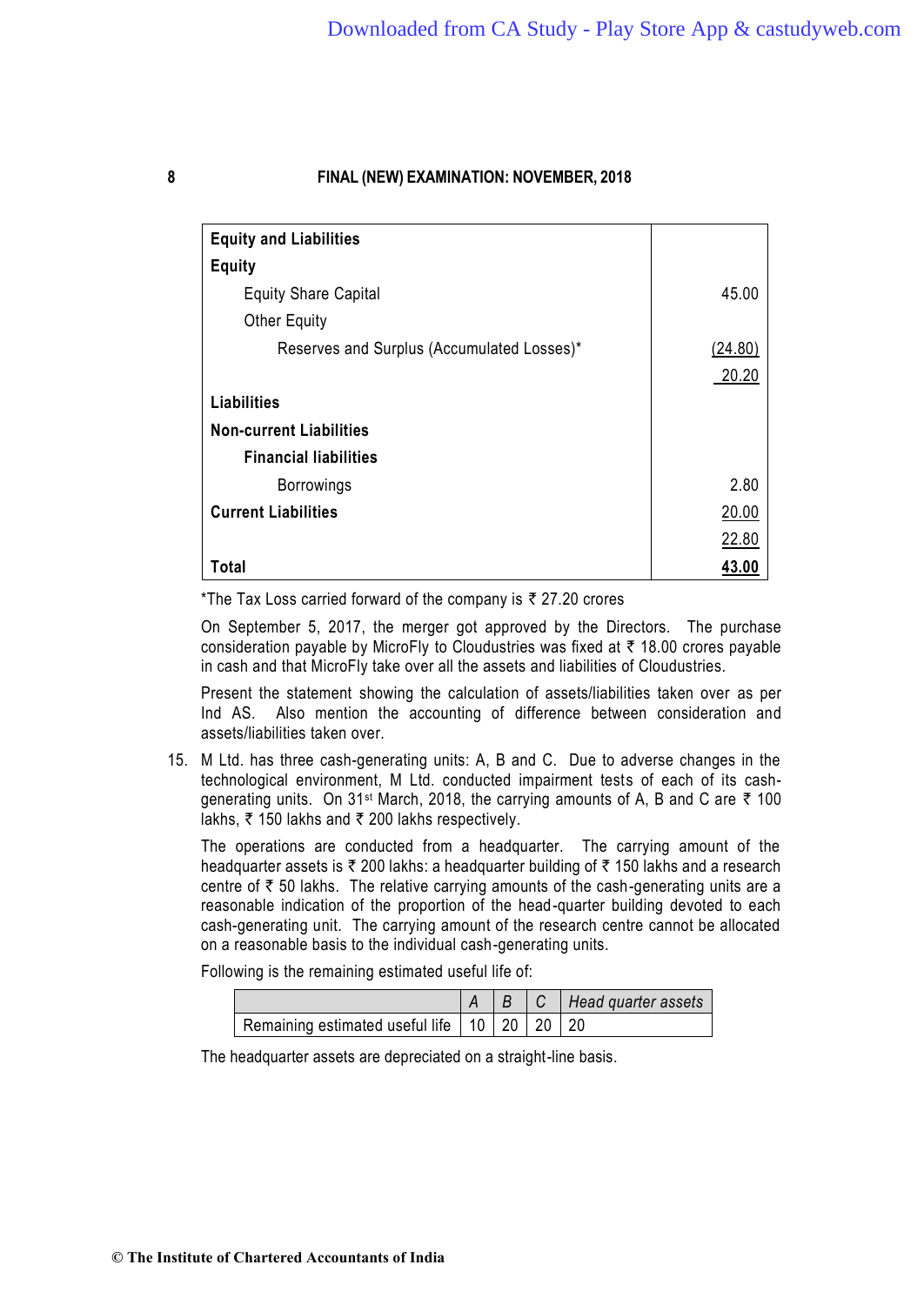| Equity and Liabilities | |
|---|---|
| **Equity** | |
| Equity Share Capital | 45.00 |
| Other Equity | |
| Reserves and Surplus (Accumulated Losses)* | (24.80) |
| | 20.20 |
| **Liabilities** | |
| **Non-current Liabilities** | |
| **Financial liabilities** | |
| Borrowings | 2.80 |
| **Current Liabilities** | 20.00 |
| | 22.80 |
| **Total** | **43.00** |

*The Tax Loss carried forward of the company is ₹ 27.20 crores

On September 5, 2017, the merger got approved by the Directors. The purchase consideration payable by MicroFly to Cloudustries was fixed at ₹ 18.00 crores payable in cash and that MicroFly take over all the assets and liabilities of Cloudustries.

Present the statement showing the calculation of assets/liabilities taken over as per Ind AS. Also mention the accounting of difference between consideration and assets/liabilities taken over.

15. M Ltd. has three cash-generating units: A, B and C. Due to adverse changes in the technological environment, M Ltd. conducted impairment tests of each of its cash-generating units. On 31st March, 2018, the carrying amounts of A, B and C are ₹ 100 lakhs, ₹ 150 lakhs and ₹ 200 lakhs respectively.

    The operations are conducted from a headquarter. The carrying amount of the headquarter assets is ₹ 200 lakhs: a headquarter building of ₹ 150 lakhs and a research centre of ₹ 50 lakhs. The relative carrying amounts of the cash-generating units are a reasonable indication of the proportion of the head-quarter building devoted to each cash-generating unit. The carrying amount of the research centre cannot be allocated on a reasonable basis to the individual cash-generating units.

    Following is the remaining estimated useful life of:

    | | *A* | *B* | *C* | *Head quarter assets* |
    |---|---|---|---|---|
    | Remaining estimated useful life | 10 | 20 | 20 | 20 |

    The headquarter assets are depreciated on a straight-line basis.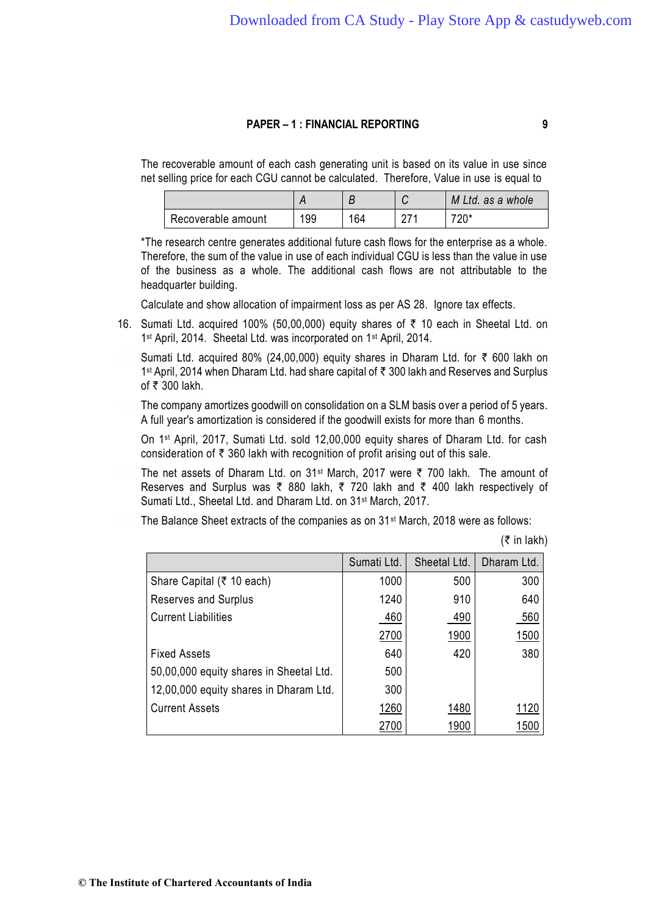The recoverable amount of each cash generating unit is based on its value in use since net selling price for each CGU cannot be calculated. Therefore, Value in use is equal to

| | *A* | *B* | *C* | *M Ltd. as a whole* |
|---|---|---|---|---|
| Recoverable amount | 199 | 164 | 271 | 720* |

*The research centre generates additional future cash flows for the enterprise as a whole. Therefore, the sum of the value in use of each individual CGU is less than the value in use of the business as a whole. The additional cash flows are not attributable to the headquarter building.

Calculate and show allocation of impairment loss as per AS 28. Ignore tax effects.

16. Sumati Ltd. acquired 100% (50,00,000) equity shares of ₹ 10 each in Sheetal Ltd. on 1st April, 2014. Sheetal Ltd. was incorporated on 1st April, 2014.

    Sumati Ltd. acquired 80% (24,00,000) equity shares in Dharam Ltd. for ₹ 600 lakh on 1st April, 2014 when Dharam Ltd. had share capital of ₹ 300 lakh and Reserves and Surplus of ₹ 300 lakh.

    The company amortizes goodwill on consolidation on a SLM basis over a period of 5 years. A full year's amortization is considered if the goodwill exists for more than 6 months.

    On 1st April, 2017, Sumati Ltd. sold 12,00,000 equity shares of Dharam Ltd. for cash consideration of ₹ 360 lakh with recognition of profit arising out of this sale.

    The net assets of Dharam Ltd. on 31st March, 2017 were ₹ 700 lakh. The amount of Reserves and Surplus was ₹ 880 lakh, ₹ 720 lakh and ₹ 400 lakh respectively of Sumati Ltd., Sheetal Ltd. and Dharam Ltd. on 31st March, 2017.

    The Balance Sheet extracts of the companies as on 31st March, 2018 were as follows:

(₹ in lakh)

| | Sumati Ltd. | Sheetal Ltd. | Dharam Ltd. |
|---|---|---|---|
| Share Capital (₹ 10 each) | 1000 | 500 | 300 |
| Reserves and Surplus | 1240 | 910 | 640 |
| Current Liabilities | 460 | 490 | 560 |
| | 2700 | 1900 | 1500 |
| Fixed Assets | 640 | 420 | 380 |
| 50,00,000 equity shares in Sheetal Ltd. | 500 | | |
| 12,00,000 equity shares in Dharam Ltd. | 300 | | |
| Current Assets | 1260 | 1480 | 1120 |
| | 2700 | 1900 | 1500 |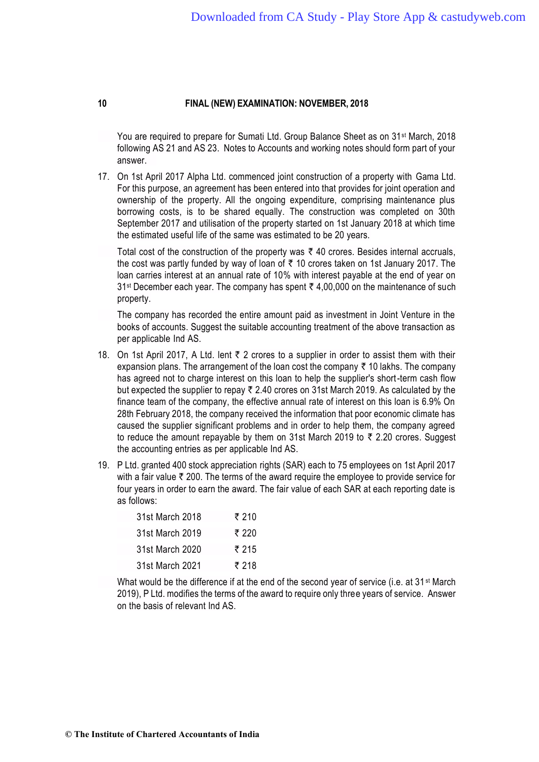You are required to prepare for Sumati Ltd. Group Balance Sheet as on 31st March, 2018 following AS 21 and AS 23. Notes to Accounts and working notes should form part of your answer.

17. On 1st April 2017 Alpha Ltd. commenced joint construction of a property with Gama Ltd. For this purpose, an agreement has been entered into that provides for joint operation and ownership of the property. All the ongoing expenditure, comprising maintenance plus borrowing costs, is to be shared equally. The construction was completed on 30th September 2017 and utilisation of the property started on 1st January 2018 at which time the estimated useful life of the same was estimated to be 20 years.

    Total cost of the construction of the property was ₹ 40 crores. Besides internal accruals, the cost was partly funded by way of loan of ₹ 10 crores taken on 1st January 2017. The loan carries interest at an annual rate of 10% with interest payable at the end of year on 31st December each year. The company has spent ₹ 4,00,000 on the maintenance of such property.

    The company has recorded the entire amount paid as investment in Joint Venture in the books of accounts. Suggest the suitable accounting treatment of the above transaction as per applicable Ind AS.

18. On 1st April 2017, A Ltd. lent ₹ 2 crores to a supplier in order to assist them with their expansion plans. The arrangement of the loan cost the company ₹ 10 lakhs. The company has agreed not to charge interest on this loan to help the supplier's short-term cash flow but expected the supplier to repay ₹ 2.40 crores on 31st March 2019. As calculated by the finance team of the company, the effective annual rate of interest on this loan is 6.9% On 28th February 2018, the company received the information that poor economic climate has caused the supplier significant problems and in order to help them, the company agreed to reduce the amount repayable by them on 31st March 2019 to ₹ 2.20 crores. Suggest the accounting entries as per applicable Ind AS.

19. P Ltd. granted 400 stock appreciation rights (SAR) each to 75 employees on 1st April 2017 with a fair value ₹ 200. The terms of the award require the employee to provide service for four years in order to earn the award. The fair value of each SAR at each reporting date is as follows:

    | | |
    |---|---|
    | 31st March 2018 | ₹ 210 |
    | 31st March 2019 | ₹ 220 |
    | 31st March 2020 | ₹ 215 |
    | 31st March 2021 | ₹ 218 |

    What would be the difference if at the end of the second year of service (i.e. at 31st March 2019), P Ltd. modifies the terms of the award to require only three years of service. Answer on the basis of relevant Ind AS.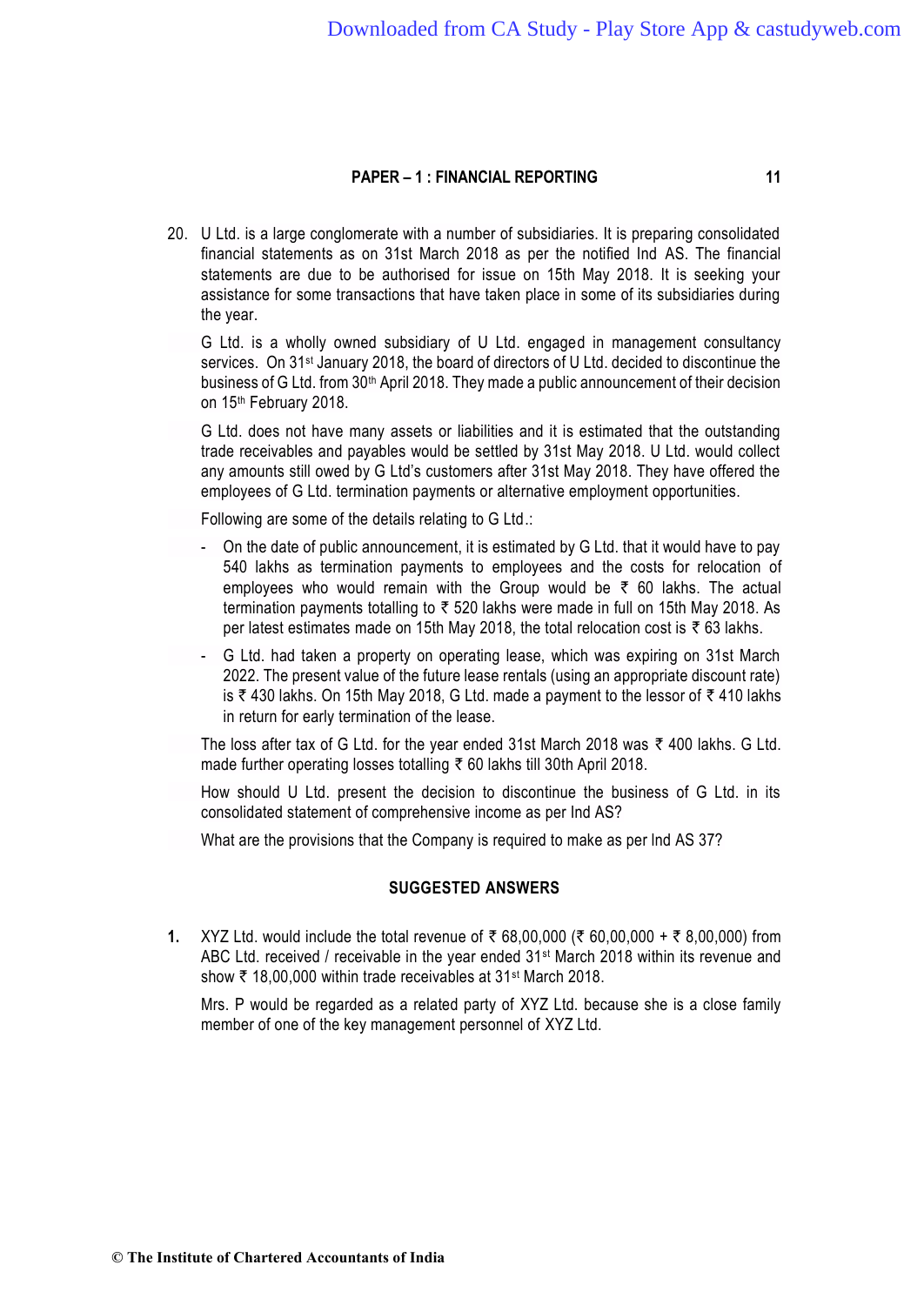20. U Ltd. is a large conglomerate with a number of subsidiaries. It is preparing consolidated financial statements as on 31st March 2018 as per the notified Ind AS. The financial statements are due to be authorised for issue on 15th May 2018. It is seeking your assistance for some transactions that have taken place in some of its subsidiaries during the year.

    G Ltd. is a wholly owned subsidiary of U Ltd. engaged in management consultancy services. On 31st January 2018, the board of directors of U Ltd. decided to discontinue the business of G Ltd. from 30th April 2018. They made a public announcement of their decision on 15th February 2018.

    G Ltd. does not have many assets or liabilities and it is estimated that the outstanding trade receivables and payables would be settled by 31st May 2018. U Ltd. would collect any amounts still owed by G Ltd's customers after 31st May 2018. They have offered the employees of G Ltd. termination payments or alternative employment opportunities.

    Following are some of the details relating to G Ltd.:

    - On the date of public announcement, it is estimated by G Ltd. that it would have to pay 540 lakhs as termination payments to employees and the costs for relocation of employees who would remain with the Group would be ₹ 60 lakhs. The actual termination payments totalling to ₹ 520 lakhs were made in full on 15th May 2018. As per latest estimates made on 15th May 2018, the total relocation cost is ₹ 63 lakhs.
    - G Ltd. had taken a property on operating lease, which was expiring on 31st March 2022. The present value of the future lease rentals (using an appropriate discount rate) is ₹ 430 lakhs. On 15th May 2018, G Ltd. made a payment to the lessor of ₹ 410 lakhs in return for early termination of the lease.

    The loss after tax of G Ltd. for the year ended 31st March 2018 was ₹ 400 lakhs. G Ltd. made further operating losses totalling ₹ 60 lakhs till 30th April 2018.

    How should U Ltd. present the decision to discontinue the business of G Ltd. in its consolidated statement of comprehensive income as per Ind AS?

    What are the provisions that the Company is required to make as per Ind AS 37?

## SUGGESTED ANSWERS

**1.** XYZ Ltd. would include the total revenue of ₹ 68,00,000 (₹ 60,00,000 + ₹ 8,00,000) from ABC Ltd. received / receivable in the year ended 31st March 2018 within its revenue and show ₹ 18,00,000 within trade receivables at 31st March 2018.

Mrs. P would be regarded as a related party of XYZ Ltd. because she is a close family member of one of the key management personnel of XYZ Ltd.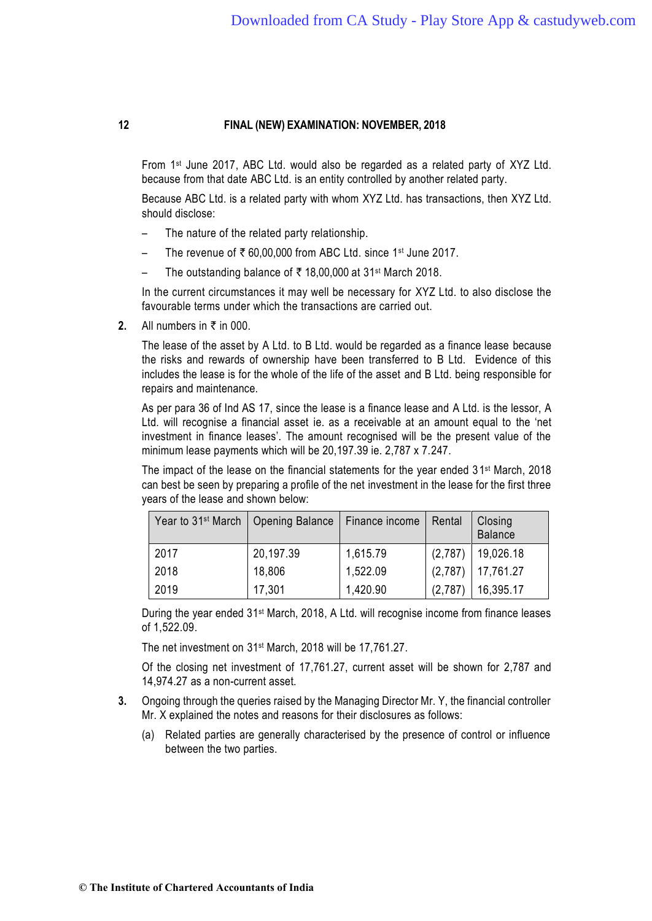From 1st June 2017, ABC Ltd. would also be regarded as a related party of XYZ Ltd. because from that date ABC Ltd. is an entity controlled by another related party.

Because ABC Ltd. is a related party with whom XYZ Ltd. has transactions, then XYZ Ltd. should disclose:

- The nature of the related party relationship.
- The revenue of ₹ 60,00,000 from ABC Ltd. since 1st June 2017.
- The outstanding balance of ₹ 18,00,000 at 31st March 2018.

In the current circumstances it may well be necessary for XYZ Ltd. to also disclose the favourable terms under which the transactions are carried out.

**2.** All numbers in ₹ in 000.

The lease of the asset by A Ltd. to B Ltd. would be regarded as a finance lease because the risks and rewards of ownership have been transferred to B Ltd. Evidence of this includes the lease is for the whole of the life of the asset and B Ltd. being responsible for repairs and maintenance.

As per para 36 of Ind AS 17, since the lease is a finance lease and A Ltd. is the lessor, A Ltd. will recognise a financial asset ie. as a receivable at an amount equal to the 'net investment in finance leases'. The amount recognised will be the present value of the minimum lease payments which will be 20,197.39 ie. 2,787 x 7.247.

The impact of the lease on the financial statements for the year ended 31st March, 2018 can best be seen by preparing a profile of the net investment in the lease for the first three years of the lease and shown below:

| Year to 31st March | Opening Balance | Finance income | Rental | Closing Balance |
|---|---|---|---|---|
| 2017 | 20,197.39 | 1,615.79 | (2,787) | 19,026.18 |
| 2018 | 18,806 | 1,522.09 | (2,787) | 17,761.27 |
| 2019 | 17,301 | 1,420.90 | (2,787) | 16,395.17 |

During the year ended 31st March, 2018, A Ltd. will recognise income from finance leases of 1,522.09.

The net investment on 31st March, 2018 will be 17,761.27.

Of the closing net investment of 17,761.27, current asset will be shown for 2,787 and 14,974.27 as a non-current asset.

**3.** Ongoing through the queries raised by the Managing Director Mr. Y, the financial controller Mr. X explained the notes and reasons for their disclosures as follows:

(a) Related parties are generally characterised by the presence of control or influence between the two parties.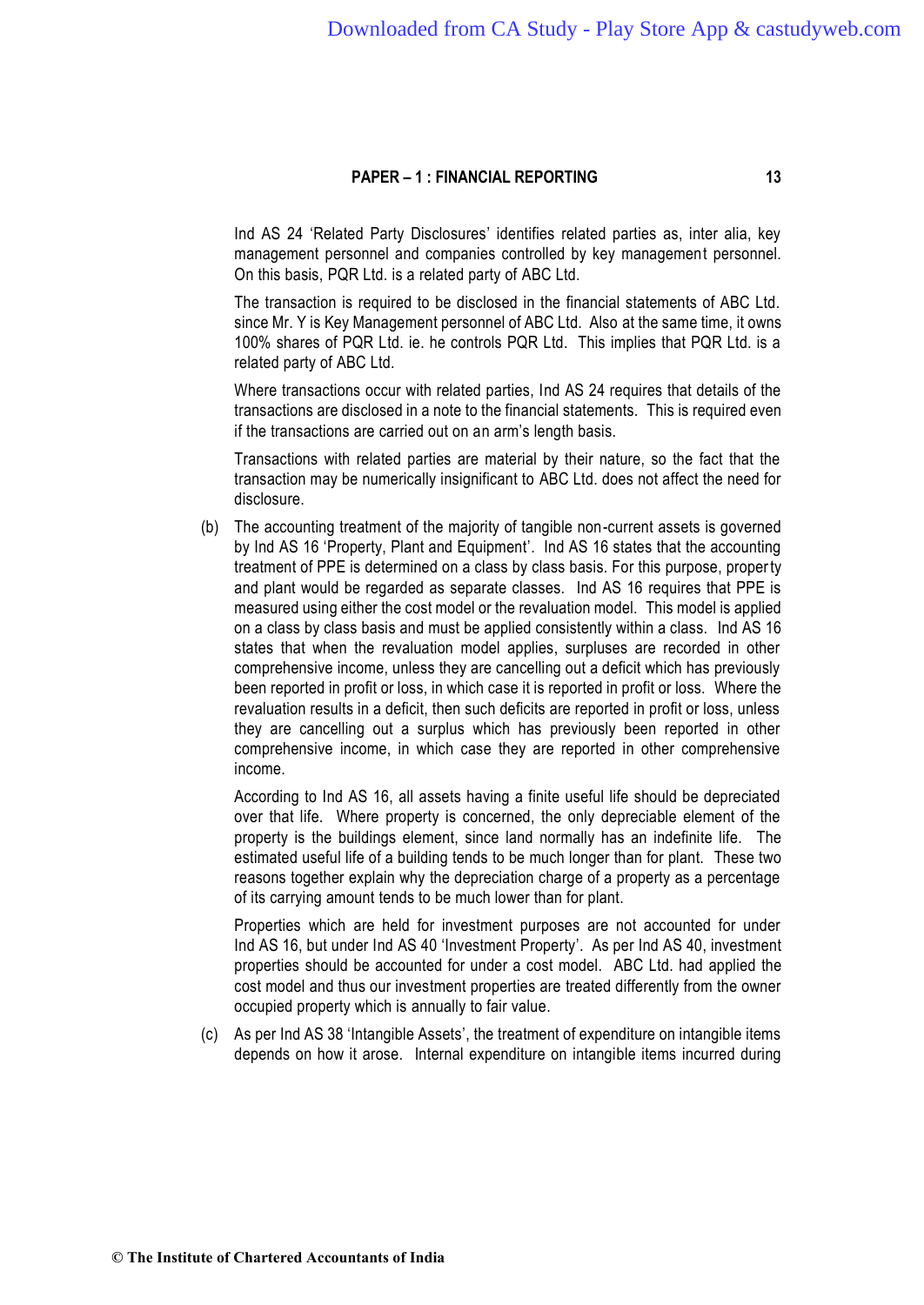Ind AS 24 'Related Party Disclosures' identifies related parties as, inter alia, key management personnel and companies controlled by key management personnel. On this basis, PQR Ltd. is a related party of ABC Ltd.

The transaction is required to be disclosed in the financial statements of ABC Ltd. since Mr. Y is Key Management personnel of ABC Ltd. Also at the same time, it owns 100% shares of PQR Ltd. ie. he controls PQR Ltd. This implies that PQR Ltd. is a related party of ABC Ltd.

Where transactions occur with related parties, Ind AS 24 requires that details of the transactions are disclosed in a note to the financial statements. This is required even if the transactions are carried out on an arm's length basis.

Transactions with related parties are material by their nature, so the fact that the transaction may be numerically insignificant to ABC Ltd. does not affect the need for disclosure.

(b) The accounting treatment of the majority of tangible non-current assets is governed by Ind AS 16 'Property, Plant and Equipment'. Ind AS 16 states that the accounting treatment of PPE is determined on a class by class basis. For this purpose, property and plant would be regarded as separate classes. Ind AS 16 requires that PPE is measured using either the cost model or the revaluation model. This model is applied on a class by class basis and must be applied consistently within a class. Ind AS 16 states that when the revaluation model applies, surpluses are recorded in other comprehensive income, unless they are cancelling out a deficit which has previously been reported in profit or loss, in which case it is reported in profit or loss. Where the revaluation results in a deficit, then such deficits are reported in profit or loss, unless they are cancelling out a surplus which has previously been reported in other comprehensive income, in which case they are reported in other comprehensive income.

According to Ind AS 16, all assets having a finite useful life should be depreciated over that life. Where property is concerned, the only depreciable element of the property is the buildings element, since land normally has an indefinite life. The estimated useful life of a building tends to be much longer than for plant. These two reasons together explain why the depreciation charge of a property as a percentage of its carrying amount tends to be much lower than for plant.

Properties which are held for investment purposes are not accounted for under Ind AS 16, but under Ind AS 40 'Investment Property'. As per Ind AS 40, investment properties should be accounted for under a cost model. ABC Ltd. had applied the cost model and thus our investment properties are treated differently from the owner occupied property which is annually to fair value.

(c) As per Ind AS 38 'Intangible Assets', the treatment of expenditure on intangible items depends on how it arose. Internal expenditure on intangible items incurred during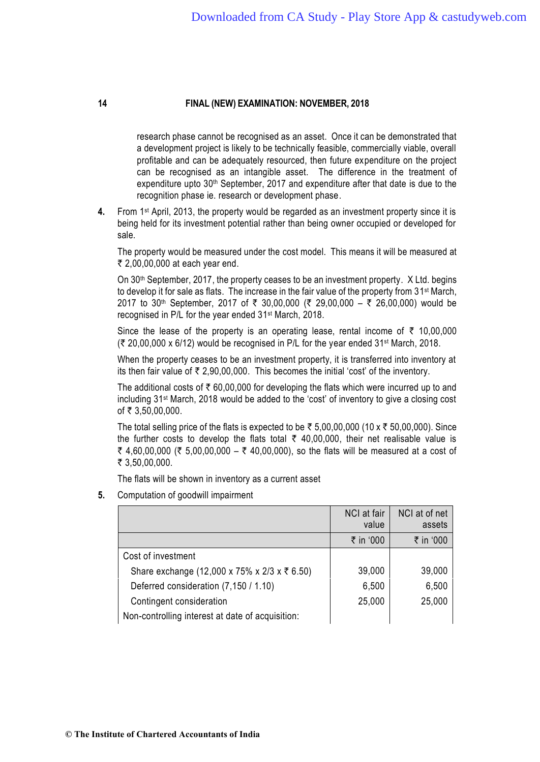research phase cannot be recognised as an asset. Once it can be demonstrated that a development project is likely to be technically feasible, commercially viable, overall profitable and can be adequately resourced, then future expenditure on the project can be recognised as an intangible asset. The difference in the treatment of expenditure upto 30th September, 2017 and expenditure after that date is due to the recognition phase ie. research or development phase.

4. From 1st April, 2013, the property would be regarded as an investment property since it is being held for its investment potential rather than being owner occupied or developed for sale.

   The property would be measured under the cost model. This means it will be measured at ₹ 2,00,00,000 at each year end.

   On 30th September, 2017, the property ceases to be an investment property. X Ltd. begins to develop it for sale as flats. The increase in the fair value of the property from 31st March, 2017 to 30th September, 2017 of ₹ 30,00,000 (₹ 29,00,000 – ₹ 26,00,000) would be recognised in P/L for the year ended 31st March, 2018.

   Since the lease of the property is an operating lease, rental income of ₹ 10,00,000 (₹ 20,00,000 x 6/12) would be recognised in P/L for the year ended 31st March, 2018.

   When the property ceases to be an investment property, it is transferred into inventory at its then fair value of ₹ 2,90,00,000. This becomes the initial 'cost' of the inventory.

   The additional costs of ₹ 60,00,000 for developing the flats which were incurred up to and including 31st March, 2018 would be added to the 'cost' of inventory to give a closing cost of ₹ 3,50,00,000.

   The total selling price of the flats is expected to be ₹ 5,00,00,000 (10 x ₹ 50,00,000). Since the further costs to develop the flats total ₹ 40,00,000, their net realisable value is ₹ 4,60,00,000 (₹ 5,00,00,000 – ₹ 40,00,000), so the flats will be measured at a cost of ₹ 3,50,00,000.

   The flats will be shown in inventory as a current asset

5. Computation of goodwill impairment

| | NCI at fair value | NCI at of net assets |
|---|---|---|
| | ₹ in '000 | ₹ in '000 |
| Cost of investment | | |
| Share exchange (12,000 x 75% x 2/3 x ₹ 6.50) | 39,000 | 39,000 |
| Deferred consideration (7,150 / 1.10) | 6,500 | 6,500 |
| Contingent consideration | 25,000 | 25,000 |
| Non-controlling interest at date of acquisition: | | |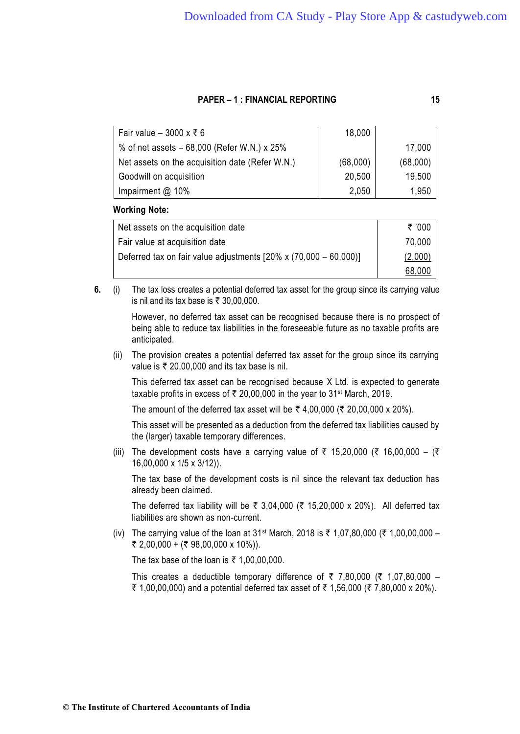| | | |
|---|---|---|
| Fair value – 3000 x ₹ 6 | 18,000 | |
| % of net assets – 68,000 (Refer W.N.) x 25% | | 17,000 |
| Net assets on the acquisition date (Refer W.N.) | (68,000) | (68,000) |
| Goodwill on acquisition | 20,500 | 19,500 |
| Impairment @ 10% | 2,050 | 1,950 |

**Working Note:**

| Net assets on the acquisition date | ₹ '000 |
|---|---|
| Fair value at acquisition date | 70,000 |
| Deferred tax on fair value adjustments [20% x (70,000 – 60,000)] | (2,000) |
| | 68,000 |

**6.** (i) The tax loss creates a potential deferred tax asset for the group since its carrying value is nil and its tax base is ₹ 30,00,000.

However, no deferred tax asset can be recognised because there is no prospect of being able to reduce tax liabilities in the foreseeable future as no taxable profits are anticipated.

(ii) The provision creates a potential deferred tax asset for the group since its carrying value is ₹ 20,00,000 and its tax base is nil.

This deferred tax asset can be recognised because X Ltd. is expected to generate taxable profits in excess of ₹ 20,00,000 in the year to 31st March, 2019.

The amount of the deferred tax asset will be ₹ 4,00,000 (₹ 20,00,000 x 20%).

This asset will be presented as a deduction from the deferred tax liabilities caused by the (larger) taxable temporary differences.

(iii) The development costs have a carrying value of ₹ 15,20,000 (₹ 16,00,000 – (₹ 16,00,000 x 1/5 x 3/12)).

The tax base of the development costs is nil since the relevant tax deduction has already been claimed.

The deferred tax liability will be ₹ 3,04,000 (₹ 15,20,000 x 20%). All deferred tax liabilities are shown as non-current.

(iv) The carrying value of the loan at 31st March, 2018 is ₹ 1,07,80,000 (₹ 1,00,00,000 – ₹ 2,00,000 + (₹ 98,00,000 x 10%)).

The tax base of the loan is ₹ 1,00,00,000.

This creates a deductible temporary difference of ₹ 7,80,000 (₹ 1,07,80,000 – ₹ 1,00,00,000) and a potential deferred tax asset of ₹ 1,56,000 (₹ 7,80,000 x 20%).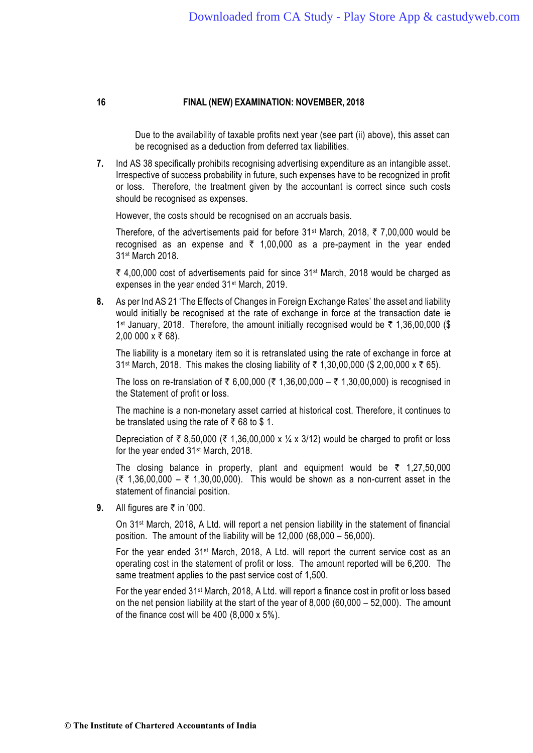Due to the availability of taxable profits next year (see part (ii) above), this asset can be recognised as a deduction from deferred tax liabilities.

**7.** Ind AS 38 specifically prohibits recognising advertising expenditure as an intangible asset. Irrespective of success probability in future, such expenses have to be recognized in profit or loss. Therefore, the treatment given by the accountant is correct since such costs should be recognised as expenses.

However, the costs should be recognised on an accruals basis.

Therefore, of the advertisements paid for before 31st March, 2018, ₹ 7,00,000 would be recognised as an expense and ₹ 1,00,000 as a pre-payment in the year ended 31st March 2018.

₹ 4,00,000 cost of advertisements paid for since 31st March, 2018 would be charged as expenses in the year ended 31st March, 2019.

**8.** As per Ind AS 21 'The Effects of Changes in Foreign Exchange Rates' the asset and liability would initially be recognised at the rate of exchange in force at the transaction date ie 1st January, 2018. Therefore, the amount initially recognised would be ₹ 1,36,00,000 ($ 2,00 000 x ₹ 68).

The liability is a monetary item so it is retranslated using the rate of exchange in force at 31st March, 2018. This makes the closing liability of ₹ 1,30,00,000 ($ 2,00,000 x ₹ 65).

The loss on re-translation of ₹ 6,00,000 (₹ 1,36,00,000 – ₹ 1,30,00,000) is recognised in the Statement of profit or loss.

The machine is a non-monetary asset carried at historical cost. Therefore, it continues to be translated using the rate of ₹ 68 to $ 1.

Depreciation of ₹ 8,50,000 (₹ 1,36,00,000 x ¼ x 3/12) would be charged to profit or loss for the year ended 31st March, 2018.

The closing balance in property, plant and equipment would be ₹ 1,27,50,000 (₹ 1,36,00,000 – ₹ 1,30,00,000). This would be shown as a non-current asset in the statement of financial position.

**9.** All figures are ₹ in '000.

On 31st March, 2018, A Ltd. will report a net pension liability in the statement of financial position. The amount of the liability will be 12,000 (68,000 – 56,000).

For the year ended 31st March, 2018, A Ltd. will report the current service cost as an operating cost in the statement of profit or loss. The amount reported will be 6,200. The same treatment applies to the past service cost of 1,500.

For the year ended 31st March, 2018, A Ltd. will report a finance cost in profit or loss based on the net pension liability at the start of the year of 8,000 (60,000 – 52,000). The amount of the finance cost will be 400 (8,000 x 5%).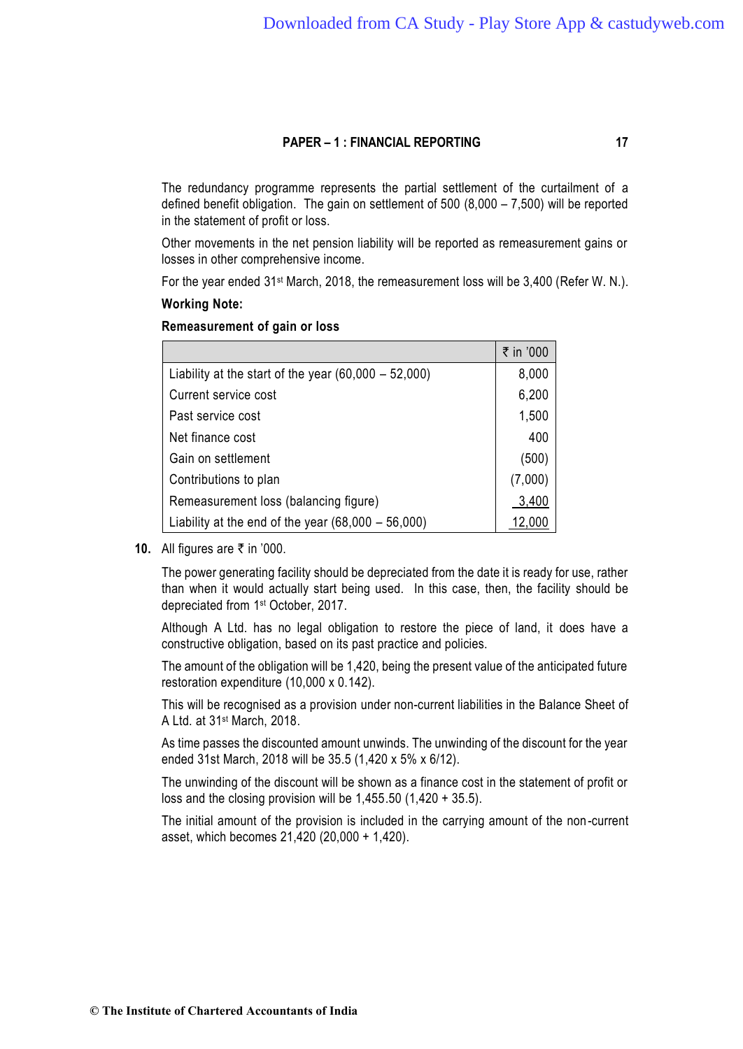The redundancy programme represents the partial settlement of the curtailment of a defined benefit obligation. The gain on settlement of 500 (8,000 – 7,500) will be reported in the statement of profit or loss.

Other movements in the net pension liability will be reported as remeasurement gains or losses in other comprehensive income.

For the year ended 31st March, 2018, the remeasurement loss will be 3,400 (Refer W. N.).

**Working Note:**

**Remeasurement of gain or loss**

| | ₹ in '000 |
|---|---|
| Liability at the start of the year (60,000 – 52,000) | 8,000 |
| Current service cost | 6,200 |
| Past service cost | 1,500 |
| Net finance cost | 400 |
| Gain on settlement | (500) |
| Contributions to plan | (7,000) |
| Remeasurement loss (balancing figure) | 3,400 |
| Liability at the end of the year (68,000 – 56,000) | 12,000 |

**10.** All figures are ₹ in '000.

The power generating facility should be depreciated from the date it is ready for use, rather than when it would actually start being used. In this case, then, the facility should be depreciated from 1st October, 2017.

Although A Ltd. has no legal obligation to restore the piece of land, it does have a constructive obligation, based on its past practice and policies.

The amount of the obligation will be 1,420, being the present value of the anticipated future restoration expenditure (10,000 x 0.142).

This will be recognised as a provision under non-current liabilities in the Balance Sheet of A Ltd. at 31st March, 2018.

As time passes the discounted amount unwinds. The unwinding of the discount for the year ended 31st March, 2018 will be 35.5 (1,420 x 5% x 6/12).

The unwinding of the discount will be shown as a finance cost in the statement of profit or loss and the closing provision will be 1,455.50 (1,420 + 35.5).

The initial amount of the provision is included in the carrying amount of the non-current asset, which becomes 21,420 (20,000 + 1,420).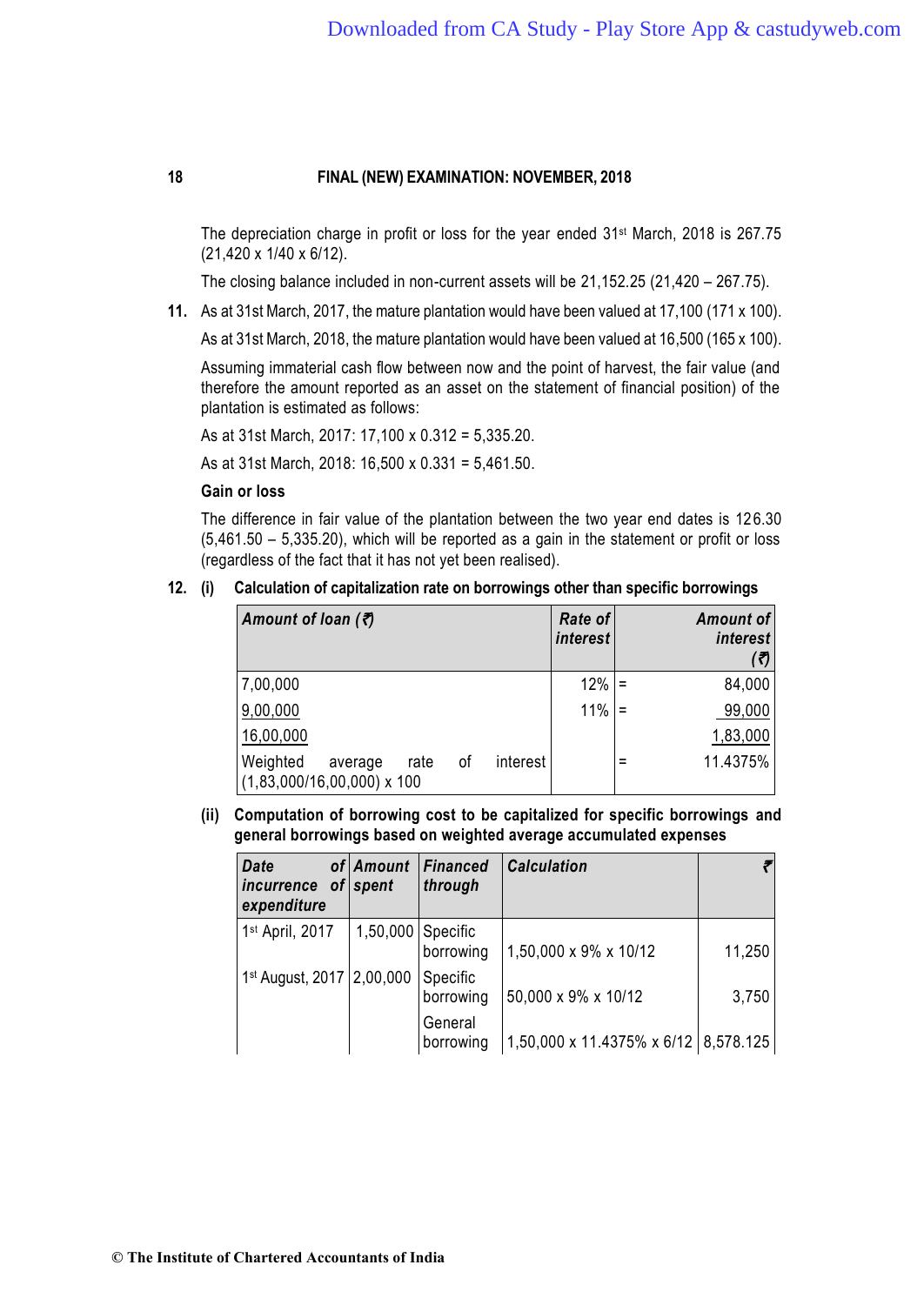The depreciation charge in profit or loss for the year ended 31st March, 2018 is 267.75 (21,420 x 1/40 x 6/12).

The closing balance included in non-current assets will be 21,152.25 (21,420 – 267.75).

**11.** As at 31st March, 2017, the mature plantation would have been valued at 17,100 (171 x 100).

As at 31st March, 2018, the mature plantation would have been valued at 16,500 (165 x 100).

Assuming immaterial cash flow between now and the point of harvest, the fair value (and therefore the amount reported as an asset on the statement of financial position) of the plantation is estimated as follows:

As at 31st March, 2017: 17,100 x 0.312 = 5,335.20.

As at 31st March, 2018: 16,500 x 0.331 = 5,461.50.

**Gain or loss**

The difference in fair value of the plantation between the two year end dates is 126.30 (5,461.50 – 5,335.20), which will be reported as a gain in the statement or profit or loss (regardless of the fact that it has not yet been realised).

**12. (i) Calculation of capitalization rate on borrowings other than specific borrowings**

| *Amount of loan (₹)* | *Rate of interest* | | *Amount of interest (₹)* |
|---|---|---|---|
| 7,00,000 | 12% | = | 84,000 |
| 9,00,000 | 11% | = | 99,000 |
| 16,00,000 | | | 1,83,000 |
| Weighted average rate of interest (1,83,000/16,00,000) x 100 | | = | 11.4375% |

**(ii) Computation of borrowing cost to be capitalized for specific borrowings and general borrowings based on weighted average accumulated expenses**

| *Date of incurrence of expenditure* | *Amount spent* | *Financed through* | *Calculation* | *₹* |
|---|---|---|---|---|
| 1st April, 2017 | 1,50,000 | Specific borrowing | 1,50,000 x 9% x 10/12 | 11,250 |
| 1st August, 2017 | 2,00,000 | Specific borrowing | 50,000 x 9% x 10/12 | 3,750 |
| | | General borrowing | 1,50,000 x 11.4375% x 6/12 | 8,578.125 |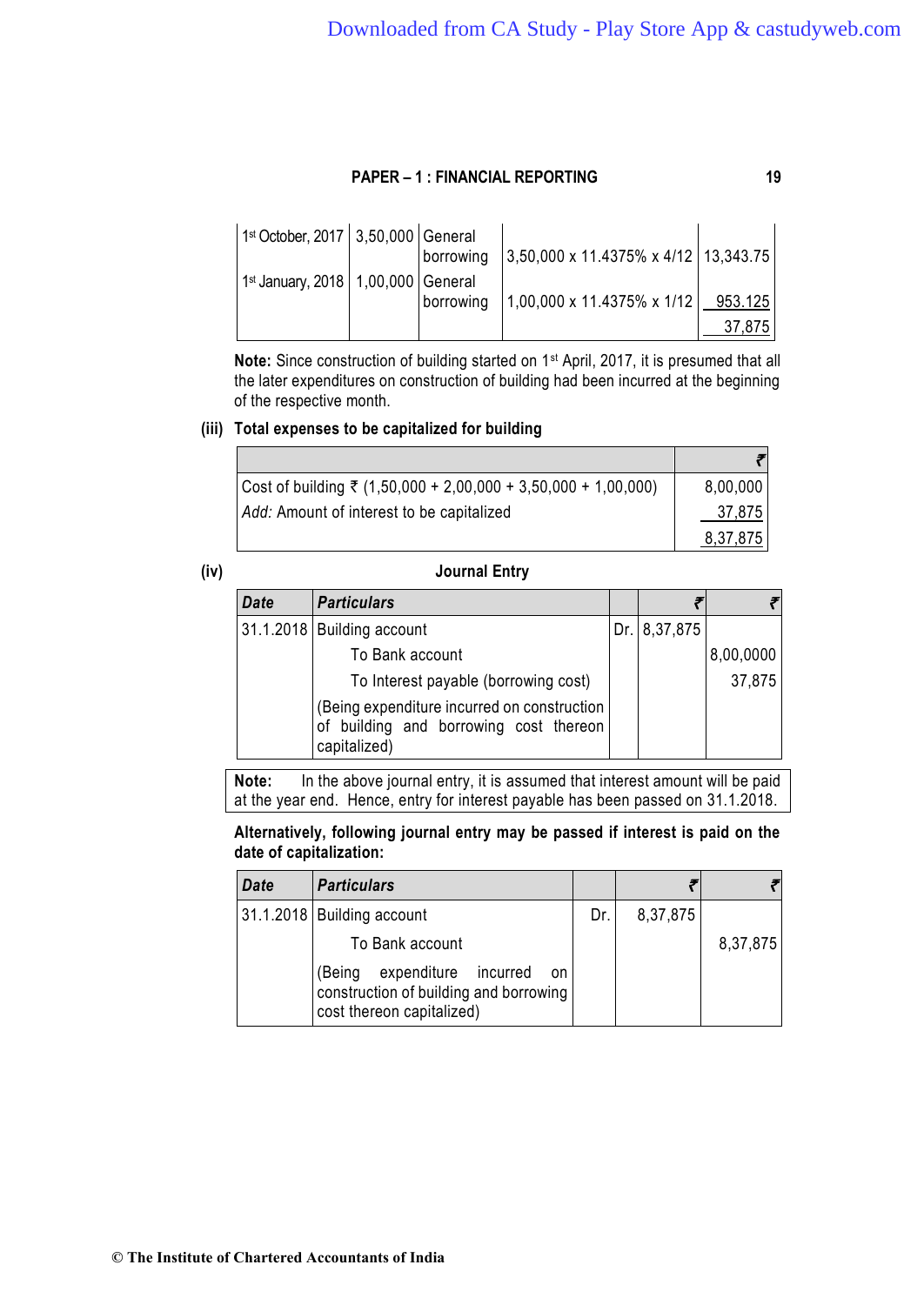| 1st October, 2017 | 3,50,000 | General borrowing | 3,50,000 x 11.4375% x 4/12 | 13,343.75 |
|---|---|---|---|---|
| 1st January, 2018 | 1,00,000 | General borrowing | 1,00,000 x 11.4375% x 1/12 | 953.125 |
| | | | | 37,875 |

**Note:** Since construction of building started on 1st April, 2017, it is presumed that all the later expenditures on construction of building had been incurred at the beginning of the respective month.

**(iii) Total expenses to be capitalized for building**

| | ₹ |
|---|---|
| Cost of building ₹ (1,50,000 + 2,00,000 + 3,50,000 + 1,00,000) | 8,00,000 |
| *Add:* Amount of interest to be capitalized | 37,875 |
| | 8,37,875 |

**(iv) Journal Entry**

| *Date* | *Particulars* | | ₹ | ₹ |
|---|---|---|---|---|
| 31.1.2018 | Building account | Dr. | 8,37,875 | |
| | To Bank account | | | 8,00,0000 |
| | To Interest payable (borrowing cost) | | | 37,875 |
| | (Being expenditure incurred on construction of building and borrowing cost thereon capitalized) | | | |

**Note:** In the above journal entry, it is assumed that interest amount will be paid at the year end. Hence, entry for interest payable has been passed on 31.1.2018.

**Alternatively, following journal entry may be passed if interest is paid on the date of capitalization:**

| *Date* | *Particulars* | | ₹ | ₹ |
|---|---|---|---|---|
| 31.1.2018 | Building account | Dr. | 8,37,875 | |
| | To Bank account | | | 8,37,875 |
| | (Being expenditure incurred on construction of building and borrowing cost thereon capitalized) | | | |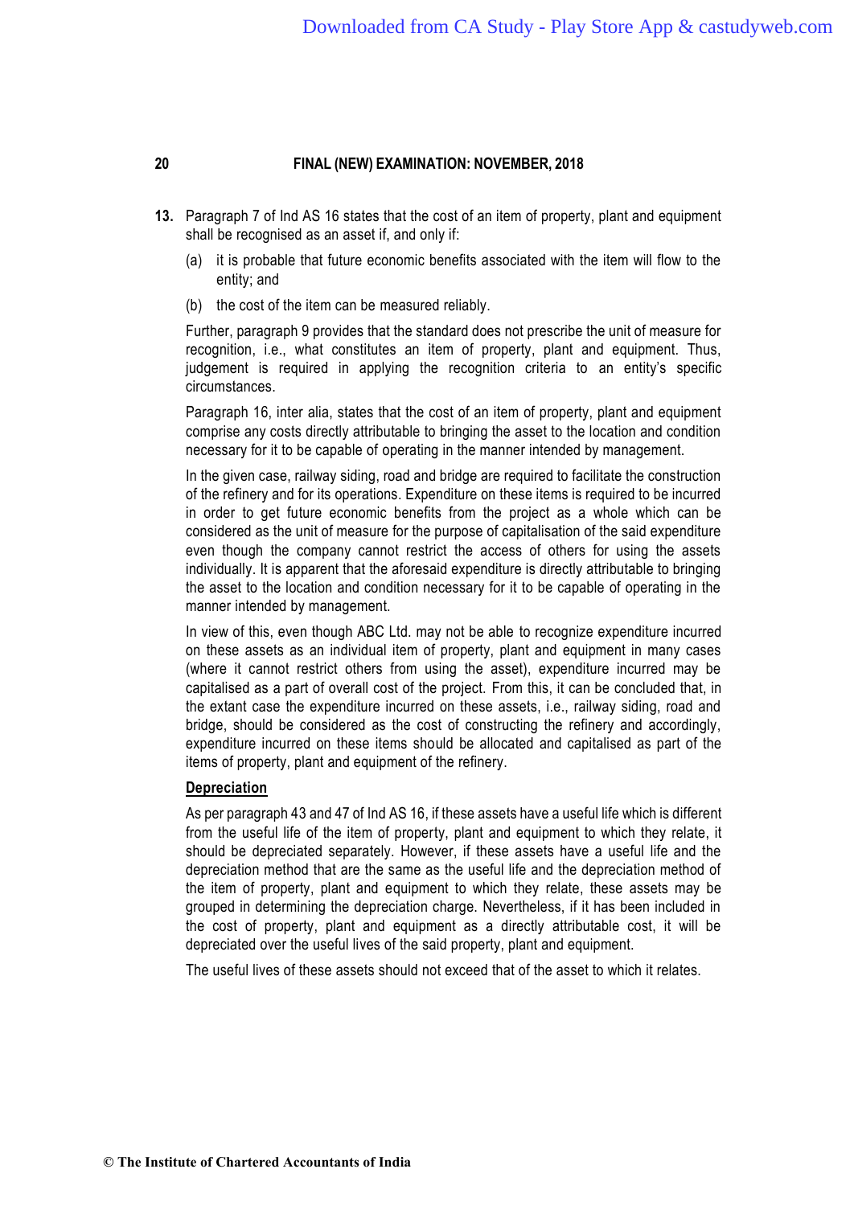**13.** Paragraph 7 of Ind AS 16 states that the cost of an item of property, plant and equipment shall be recognised as an asset if, and only if:

(a) it is probable that future economic benefits associated with the item will flow to the entity; and

(b) the cost of the item can be measured reliably.

Further, paragraph 9 provides that the standard does not prescribe the unit of measure for recognition, i.e., what constitutes an item of property, plant and equipment. Thus, judgement is required in applying the recognition criteria to an entity's specific circumstances.

Paragraph 16, inter alia, states that the cost of an item of property, plant and equipment comprise any costs directly attributable to bringing the asset to the location and condition necessary for it to be capable of operating in the manner intended by management.

In the given case, railway siding, road and bridge are required to facilitate the construction of the refinery and for its operations. Expenditure on these items is required to be incurred in order to get future economic benefits from the project as a whole which can be considered as the unit of measure for the purpose of capitalisation of the said expenditure even though the company cannot restrict the access of others for using the assets individually. It is apparent that the aforesaid expenditure is directly attributable to bringing the asset to the location and condition necessary for it to be capable of operating in the manner intended by management.

In view of this, even though ABC Ltd. may not be able to recognize expenditure incurred on these assets as an individual item of property, plant and equipment in many cases (where it cannot restrict others from using the asset), expenditure incurred may be capitalised as a part of overall cost of the project. From this, it can be concluded that, in the extant case the expenditure incurred on these assets, i.e., railway siding, road and bridge, should be considered as the cost of constructing the refinery and accordingly, expenditure incurred on these items should be allocated and capitalised as part of the items of property, plant and equipment of the refinery.

**<u>Depreciation</u>**

As per paragraph 43 and 47 of Ind AS 16, if these assets have a useful life which is different from the useful life of the item of property, plant and equipment to which they relate, it should be depreciated separately. However, if these assets have a useful life and the depreciation method that are the same as the useful life and the depreciation method of the item of property, plant and equipment to which they relate, these assets may be grouped in determining the depreciation charge. Nevertheless, if it has been included in the cost of property, plant and equipment as a directly attributable cost, it will be depreciated over the useful lives of the said property, plant and equipment.

The useful lives of these assets should not exceed that of the asset to which it relates.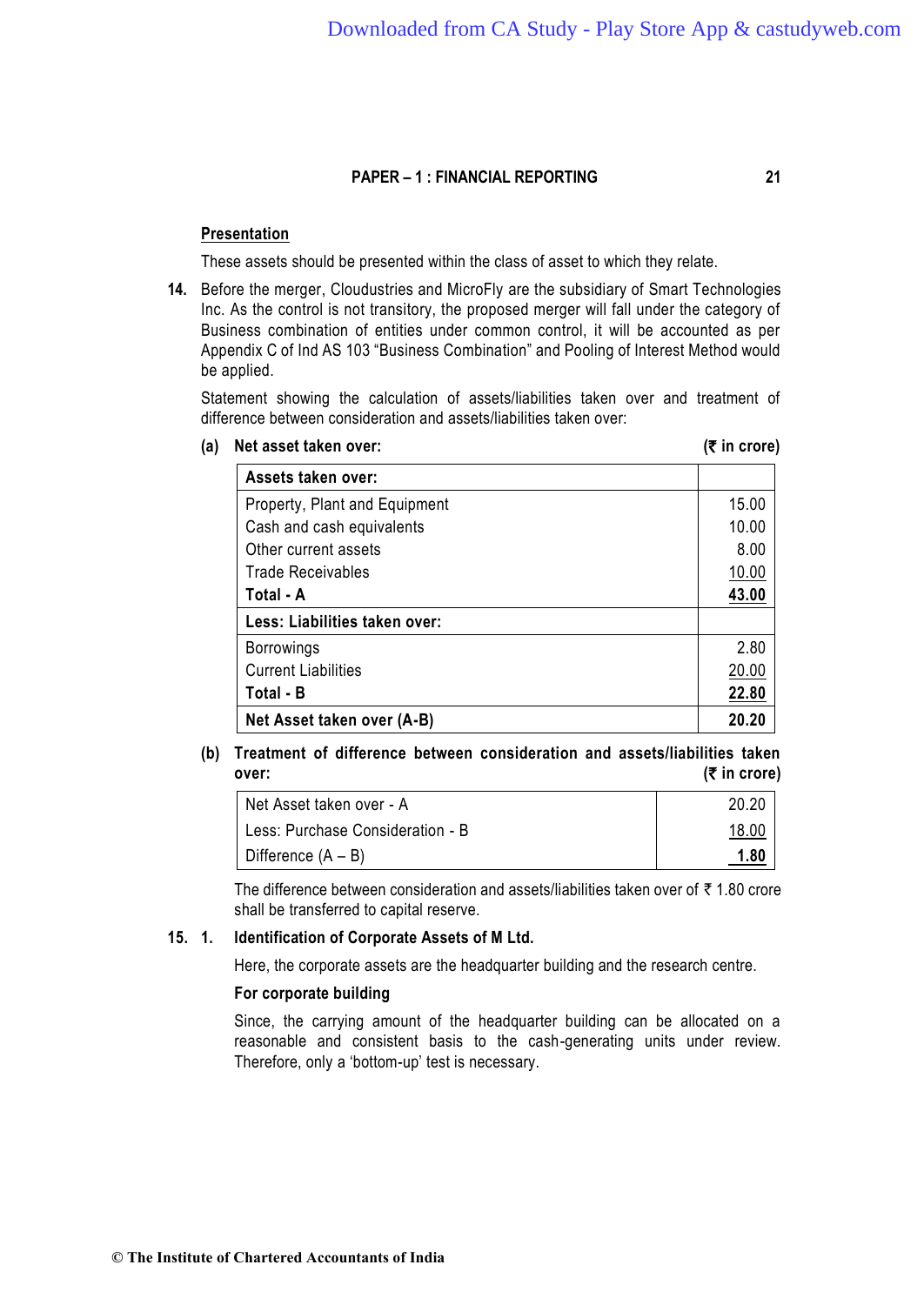**Presentation**

These assets should be presented within the class of asset to which they relate.

**14.** Before the merger, Cloudustries and MicroFly are the subsidiary of Smart Technologies Inc. As the control is not transitory, the proposed merger will fall under the category of Business combination of entities under common control, it will be accounted as per Appendix C of Ind AS 103 "Business Combination" and Pooling of Interest Method would be applied.

Statement showing the calculation of assets/liabilities taken over and treatment of difference between consideration and assets/liabilities taken over:

**(a) Net asset taken over:** **(₹ in crore)**

| **Assets taken over:** | |
|---|---|
| Property, Plant and Equipment | 15.00 |
| Cash and cash equivalents | 10.00 |
| Other current assets | 8.00 |
| Trade Receivables | 10.00 |
| **Total - A** | **43.00** |
| **Less: Liabilities taken over:** | |
| Borrowings | 2.80 |
| Current Liabilities | 20.00 |
| **Total - B** | **22.80** |
| **Net Asset taken over (A-B)** | **20.20** |

**(b) Treatment of difference between consideration and assets/liabilities taken over:** **(₹ in crore)**

| | |
|---|---|
| Net Asset taken over - A | 20.20 |
| Less: Purchase Consideration - B | 18.00 |
| Difference (A – B) | **1.80** |

The difference between consideration and assets/liabilities taken over of ₹ 1.80 crore shall be transferred to capital reserve.

**15. 1. Identification of Corporate Assets of M Ltd.**

Here, the corporate assets are the headquarter building and the research centre.

**For corporate building**

Since, the carrying amount of the headquarter building can be allocated on a reasonable and consistent basis to the cash-generating units under review. Therefore, only a 'bottom-up' test is necessary.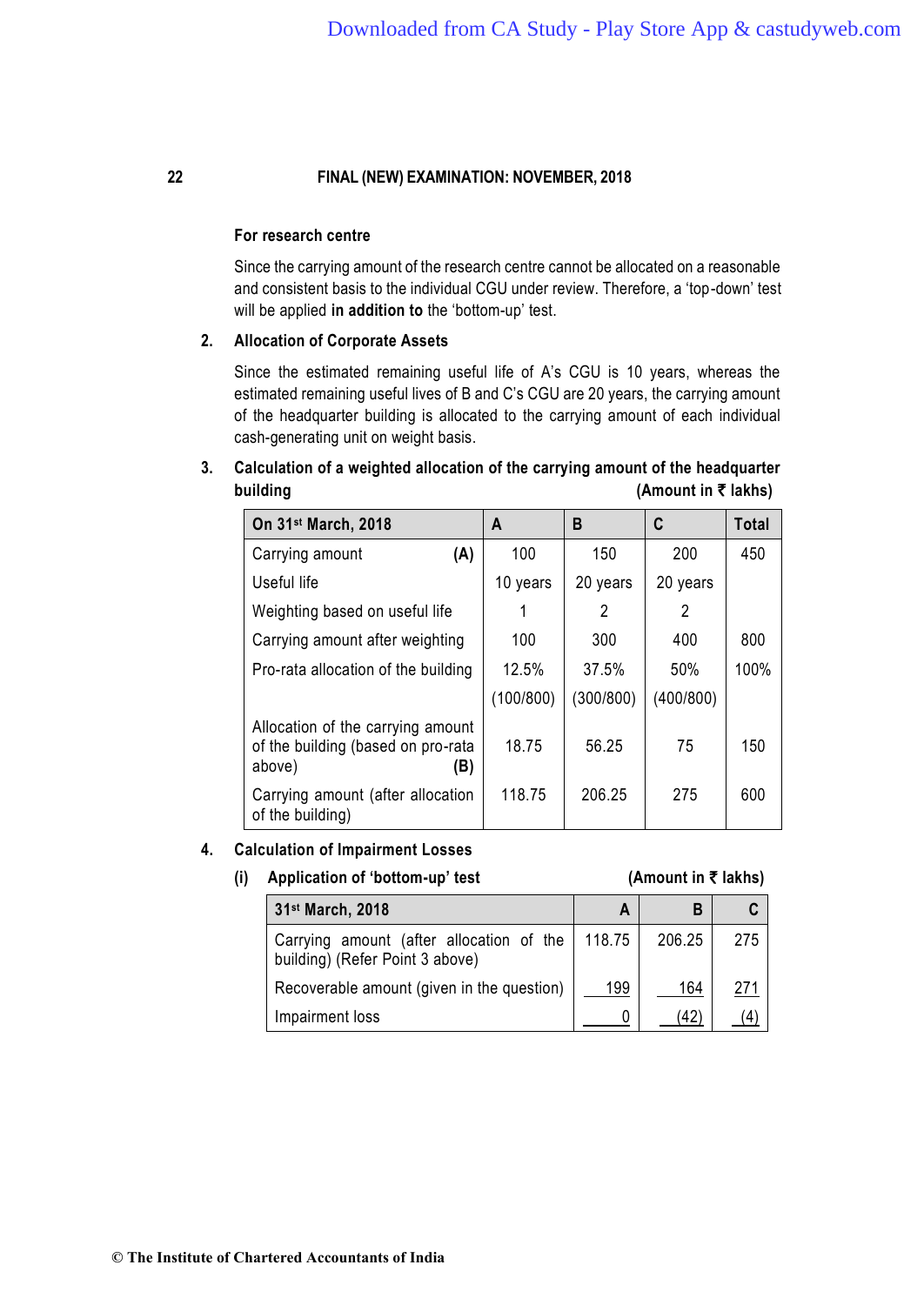**For research centre**

Since the carrying amount of the research centre cannot be allocated on a reasonable and consistent basis to the individual CGU under review. Therefore, a 'top-down' test will be applied **in addition to** the 'bottom-up' test.

**2. Allocation of Corporate Assets**

Since the estimated remaining useful life of A's CGU is 10 years, whereas the estimated remaining useful lives of B and C's CGU are 20 years, the carrying amount of the headquarter building is allocated to the carrying amount of each individual cash-generating unit on weight basis.

**3. Calculation of a weighted allocation of the carrying amount of the headquarter building** **(Amount in ₹ lakhs)**

| On 31st March, 2018 | A | B | C | Total |
|---|---|---|---|---|
| Carrying amount **(A)** | 100 | 150 | 200 | 450 |
| Useful life | 10 years | 20 years | 20 years | |
| Weighting based on useful life | 1 | 2 | 2 | |
| Carrying amount after weighting | 100 | 300 | 400 | 800 |
| Pro-rata allocation of the building | 12.5% (100/800) | 37.5% (300/800) | 50% (400/800) | 100% |
| Allocation of the carrying amount of the building (based on pro-rata above) **(B)** | 18.75 | 56.25 | 75 | 150 |
| Carrying amount (after allocation of the building) | 118.75 | 206.25 | 275 | 600 |

**4. Calculation of Impairment Losses**

**(i) Application of 'bottom-up' test** **(Amount in ₹ lakhs)**

| 31st March, 2018 | A | B | C |
|---|---|---|---|
| Carrying amount (after allocation of the building) (Refer Point 3 above) | 118.75 | 206.25 | 275 |
| Recoverable amount (given in the question) | 199 | 164 | 271 |
| Impairment loss | 0 | (42) | (4) |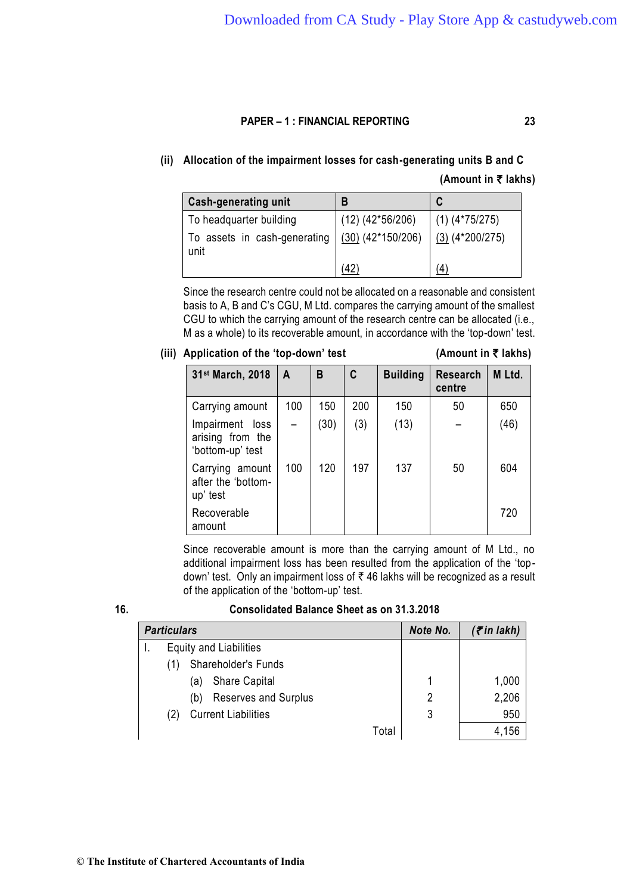**(ii) Allocation of the impairment losses for cash-generating units B and C**

**(Amount in ₹ lakhs)**

| Cash-generating unit | B | C |
|---|---|---|
| To headquarter building | (12) (42*56/206) | (1) (4*75/275) |
| To assets in cash-generating unit | (30) (42*150/206) | (3) (4*200/275) |
| | (42) | (4) |

Since the research centre could not be allocated on a reasonable and consistent basis to A, B and C's CGU, M Ltd. compares the carrying amount of the smallest CGU to which the carrying amount of the research centre can be allocated (i.e., M as a whole) to its recoverable amount, in accordance with the 'top-down' test.

**(iii) Application of the 'top-down' test** **(Amount in ₹ lakhs)**

| 31st March, 2018 | A | B | C | Building | Research centre | M Ltd. |
|---|---|---|---|---|---|---|
| Carrying amount | 100 | 150 | 200 | 150 | 50 | 650 |
| Impairment loss arising from the 'bottom-up' test | – | (30) | (3) | (13) | – | (46) |
| Carrying amount after the 'bottom-up' test | 100 | 120 | 197 | 137 | 50 | 604 |
| Recoverable amount | | | | | | 720 |

Since recoverable amount is more than the carrying amount of M Ltd., no additional impairment loss has been resulted from the application of the 'top-down' test. Only an impairment loss of ₹ 46 lakhs will be recognized as a result of the application of the 'bottom-up' test.

**16. Consolidated Balance Sheet as on 31.3.2018**

| *Particulars* | Note No. | *(₹ in lakh)* |
|---|---|---|
| I. Equity and Liabilities | | |
| (1) Shareholder's Funds | | |
| (a) Share Capital | 1 | 1,000 |
| (b) Reserves and Surplus | 2 | 2,206 |
| (2) Current Liabilities | 3 | 950 |
| Total | | 4,156 |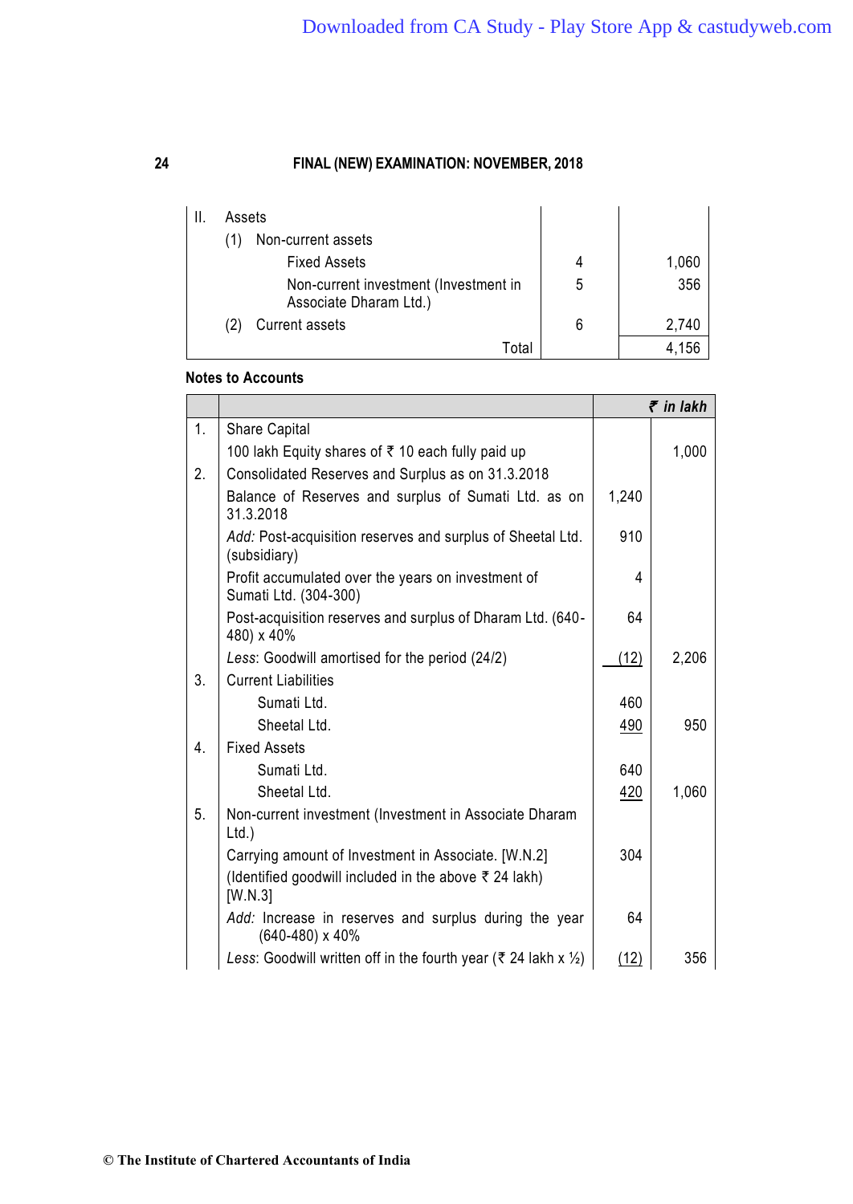| | | | |
|---|---|---|---|
| II. | Assets | | |
| | (1) Non-current assets | | |
| | Fixed Assets | 4 | 1,060 |
| | Non-current investment (Investment in Associate Dharam Ltd.) | 5 | 356 |
| | (2) Current assets | 6 | 2,740 |
| | Total | | 4,156 |

**Notes to Accounts**

| | | ₹ *in lakh* | |
|---|---|---|---|
| 1. | Share Capital | | |
| | 100 lakh Equity shares of ₹ 10 each fully paid up | | 1,000 |
| 2. | Consolidated Reserves and Surplus as on 31.3.2018 | | |
| | Balance of Reserves and surplus of Sumati Ltd. as on 31.3.2018 | 1,240 | |
| | *Add:* Post-acquisition reserves and surplus of Sheetal Ltd. (subsidiary) | 910 | |
| | Profit accumulated over the years on investment of Sumati Ltd. (304-300) | 4 | |
| | Post-acquisition reserves and surplus of Dharam Ltd. (640-480) x 40% | 64 | |
| | *Less*: Goodwill amortised for the period (24/2) | (12) | 2,206 |
| 3. | Current Liabilities | | |
| | Sumati Ltd. | 460 | |
| | Sheetal Ltd. | 490 | 950 |
| 4. | Fixed Assets | | |
| | Sumati Ltd. | 640 | |
| | Sheetal Ltd. | 420 | 1,060 |
| 5. | Non-current investment (Investment in Associate Dharam Ltd.) | | |
| | Carrying amount of Investment in Associate. [W.N.2] | 304 | |
| | (Identified goodwill included in the above ₹ 24 lakh) [W.N.3] | | |
| | *Add:* Increase in reserves and surplus during the year (640-480) x 40% | 64 | |
| | *Less*: Goodwill written off in the fourth year (₹ 24 lakh x ½) | (12) | 356 |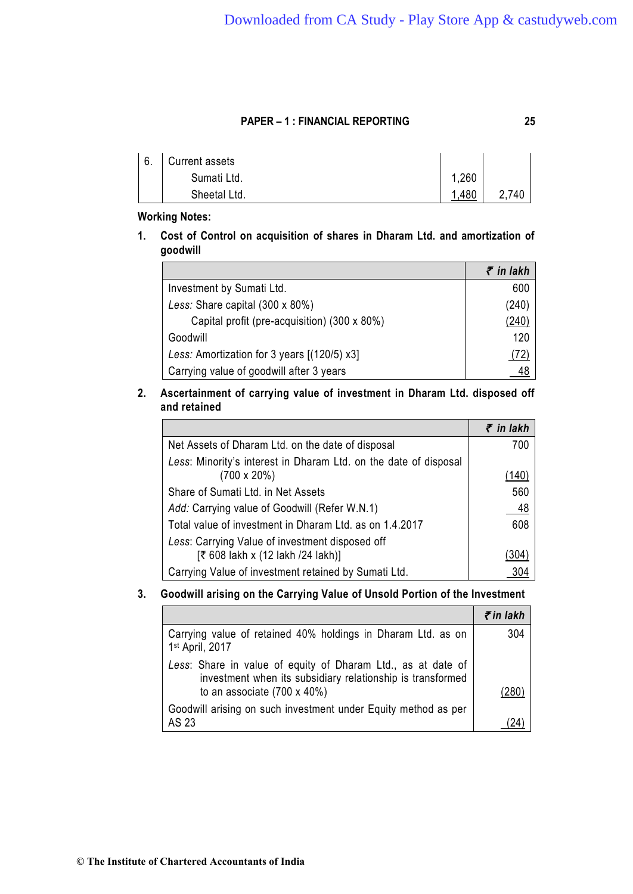| 6. | Current assets | | |
|---|---|---|---|
| | Sumati Ltd. | 1,260 | |
| | Sheetal Ltd. | 1,480 | 2,740 |

**Working Notes:**

**1. Cost of Control on acquisition of shares in Dharam Ltd. and amortization of goodwill**

| | ₹ in lakh |
|---|---|
| Investment by Sumati Ltd. | 600 |
| *Less:* Share capital (300 x 80%) | (240) |
| Capital profit (pre-acquisition) (300 x 80%) | (240) |
| Goodwill | 120 |
| *Less:* Amortization for 3 years [(120/5) x3] | (72) |
| Carrying value of goodwill after 3 years | 48 |

**2. Ascertainment of carrying value of investment in Dharam Ltd. disposed off and retained**

| | ₹ in lakh |
|---|---|
| Net Assets of Dharam Ltd. on the date of disposal | 700 |
| *Less*: Minority's interest in Dharam Ltd. on the date of disposal (700 x 20%) | (140) |
| Share of Sumati Ltd. in Net Assets | 560 |
| *Add:* Carrying value of Goodwill (Refer W.N.1) | 48 |
| Total value of investment in Dharam Ltd. as on 1.4.2017 | 608 |
| *Less*: Carrying Value of investment disposed off [₹ 608 lakh x (12 lakh /24 lakh)] | (304) |
| Carrying Value of investment retained by Sumati Ltd. | 304 |

**3. Goodwill arising on the Carrying Value of Unsold Portion of the Investment**

| | ₹ in lakh |
|---|---|
| Carrying value of retained 40% holdings in Dharam Ltd. as on 1st April, 2017 | 304 |
| *Less*: Share in value of equity of Dharam Ltd., as at date of investment when its subsidiary relationship is transformed to an associate (700 x 40%) | (280) |
| Goodwill arising on such investment under Equity method as per AS 23 | (24) |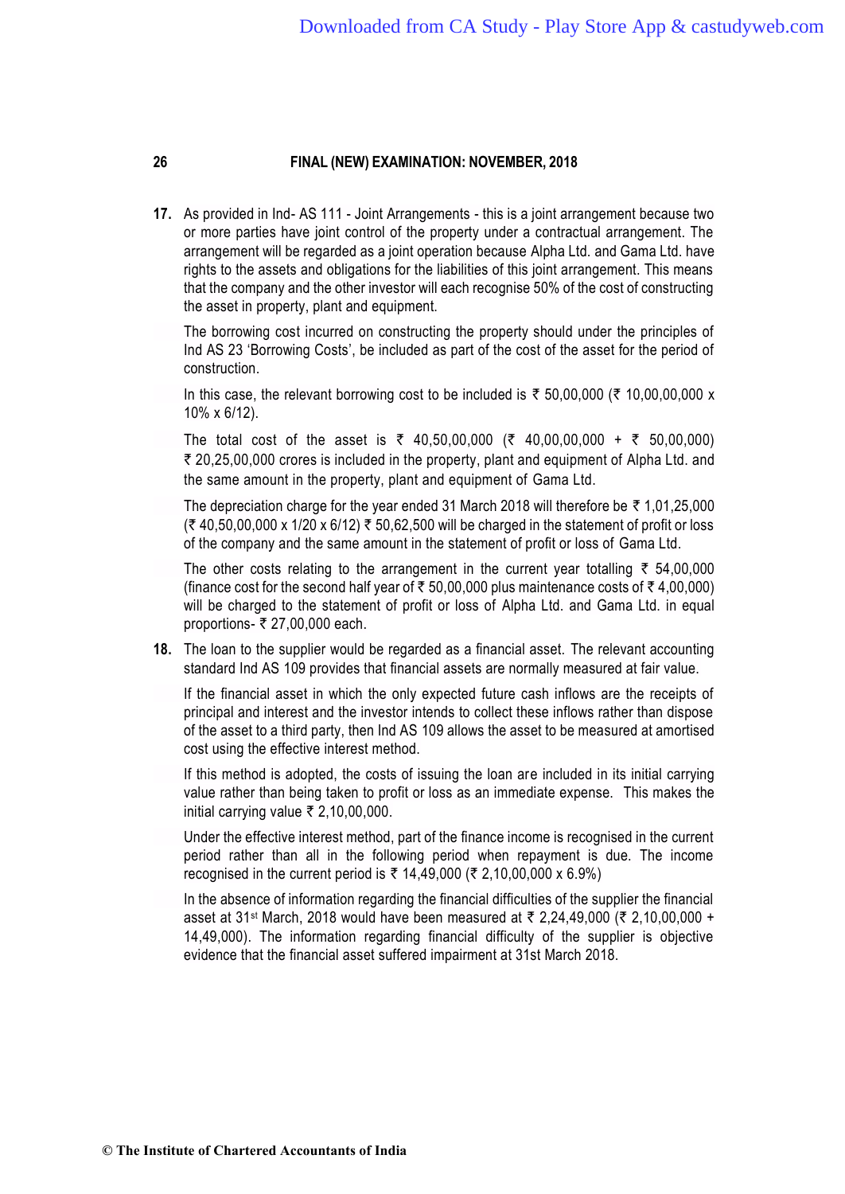17. As provided in Ind- AS 111 - Joint Arrangements - this is a joint arrangement because two or more parties have joint control of the property under a contractual arrangement. The arrangement will be regarded as a joint operation because Alpha Ltd. and Gama Ltd. have rights to the assets and obligations for the liabilities of this joint arrangement. This means that the company and the other investor will each recognise 50% of the cost of constructing the asset in property, plant and equipment.

    The borrowing cost incurred on constructing the property should under the principles of Ind AS 23 'Borrowing Costs', be included as part of the cost of the asset for the period of construction.

    In this case, the relevant borrowing cost to be included is ₹ 50,00,000 (₹ 10,00,00,000 x 10% x 6/12).

    The total cost of the asset is ₹ 40,50,00,000 (₹ 40,00,00,000 + ₹ 50,00,000) ₹ 20,25,00,000 crores is included in the property, plant and equipment of Alpha Ltd. and the same amount in the property, plant and equipment of Gama Ltd.

    The depreciation charge for the year ended 31 March 2018 will therefore be ₹ 1,01,25,000 (₹ 40,50,00,000 x 1/20 x 6/12) ₹ 50,62,500 will be charged in the statement of profit or loss of the company and the same amount in the statement of profit or loss of Gama Ltd.

    The other costs relating to the arrangement in the current year totalling ₹ 54,00,000 (finance cost for the second half year of ₹ 50,00,000 plus maintenance costs of ₹ 4,00,000) will be charged to the statement of profit or loss of Alpha Ltd. and Gama Ltd. in equal proportions- ₹ 27,00,000 each.

18. The loan to the supplier would be regarded as a financial asset. The relevant accounting standard Ind AS 109 provides that financial assets are normally measured at fair value.

    If the financial asset in which the only expected future cash inflows are the receipts of principal and interest and the investor intends to collect these inflows rather than dispose of the asset to a third party, then Ind AS 109 allows the asset to be measured at amortised cost using the effective interest method.

    If this method is adopted, the costs of issuing the loan are included in its initial carrying value rather than being taken to profit or loss as an immediate expense. This makes the initial carrying value ₹ 2,10,00,000.

    Under the effective interest method, part of the finance income is recognised in the current period rather than all in the following period when repayment is due. The income recognised in the current period is ₹ 14,49,000 (₹ 2,10,00,000 x 6.9%)

    In the absence of information regarding the financial difficulties of the supplier the financial asset at 31st March, 2018 would have been measured at ₹ 2,24,49,000 (₹ 2,10,00,000 + 14,49,000). The information regarding financial difficulty of the supplier is objective evidence that the financial asset suffered impairment at 31st March 2018.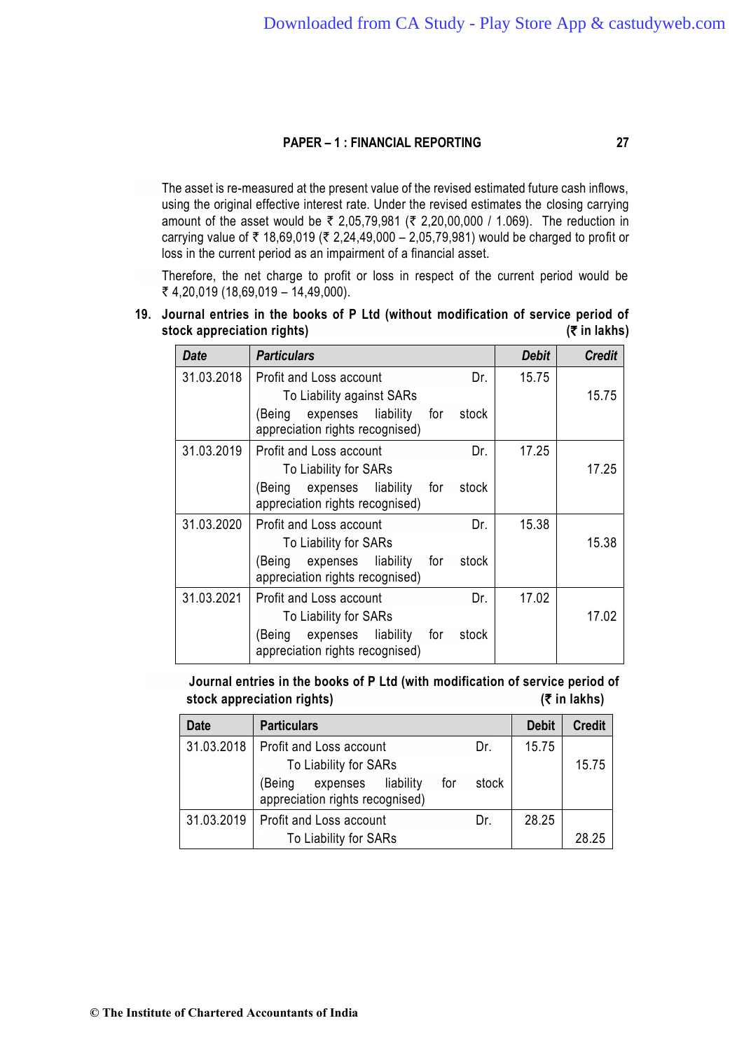The asset is re-measured at the present value of the revised estimated future cash inflows, using the original effective interest rate. Under the revised estimates the closing carrying amount of the asset would be ₹ 2,05,79,981 (₹ 2,20,00,000 / 1.069). The reduction in carrying value of ₹ 18,69,019 (₹ 2,24,49,000 – 2,05,79,981) would be charged to profit or loss in the current period as an impairment of a financial asset.

Therefore, the net charge to profit or loss in respect of the current period would be ₹ 4,20,019 (18,69,019 – 14,49,000).

**19. Journal entries in the books of P Ltd (without modification of service period of stock appreciation rights)** **(₹ in lakhs)**

| *Date* | *Particulars* | *Debit* | *Credit* |
|---|---|---|---|
| 31.03.2018 | Profit and Loss account Dr.<br>To Liability against SARs<br>(Being expenses liability for stock appreciation rights recognised) | 15.75 | 15.75 |
| 31.03.2019 | Profit and Loss account Dr.<br>To Liability for SARs<br>(Being expenses liability for stock appreciation rights recognised) | 17.25 | 17.25 |
| 31.03.2020 | Profit and Loss account Dr.<br>To Liability for SARs<br>(Being expenses liability for stock appreciation rights recognised) | 15.38 | 15.38 |
| 31.03.2021 | Profit and Loss account Dr.<br>To Liability for SARs<br>(Being expenses liability for stock appreciation rights recognised) | 17.02 | 17.02 |

**Journal entries in the books of P Ltd (with modification of service period of stock appreciation rights)** **(₹ in lakhs)**

| Date | Particulars | Debit | Credit |
|---|---|---|---|
| 31.03.2018 | Profit and Loss account Dr.<br>To Liability for SARs<br>(Being expenses liability for stock appreciation rights recognised) | 15.75 | 15.75 |
| 31.03.2019 | Profit and Loss account Dr.<br>To Liability for SARs | 28.25 | 28.25 |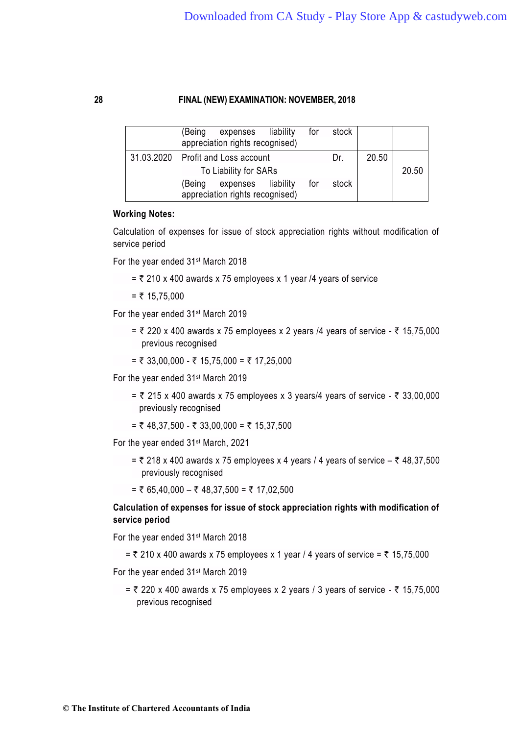|  | (Being expenses liability for stock appreciation rights recognised) |  |  |
|---|---|---|---|
| 31.03.2020 | Profit and Loss account Dr. | 20.50 |  |
|  | To Liability for SARs |  | 20.50 |
|  | (Being expenses liability for stock appreciation rights recognised) |  |  |

**Working Notes:**

Calculation of expenses for issue of stock appreciation rights without modification of service period

For the year ended 31st March 2018

= ₹ 210 x 400 awards x 75 employees x 1 year /4 years of service

= ₹ 15,75,000

For the year ended 31st March 2019

= ₹ 220 x 400 awards x 75 employees x 2 years /4 years of service - ₹ 15,75,000 previous recognised

= ₹ 33,00,000 - ₹ 15,75,000 = ₹ 17,25,000

For the year ended 31st March 2019

= ₹ 215 x 400 awards x 75 employees x 3 years/4 years of service - ₹ 33,00,000 previously recognised

= ₹ 48,37,500 - ₹ 33,00,000 = ₹ 15,37,500

For the year ended 31st March, 2021

= ₹ 218 x 400 awards x 75 employees x 4 years / 4 years of service – ₹ 48,37,500 previously recognised

= ₹ 65,40,000 – ₹ 48,37,500 = ₹ 17,02,500

**Calculation of expenses for issue of stock appreciation rights with modification of service period**

For the year ended 31st March 2018

= ₹ 210 x 400 awards x 75 employees x 1 year / 4 years of service = ₹ 15,75,000

For the year ended 31st March 2019

= ₹ 220 x 400 awards x 75 employees x 2 years / 3 years of service - ₹ 15,75,000 previous recognised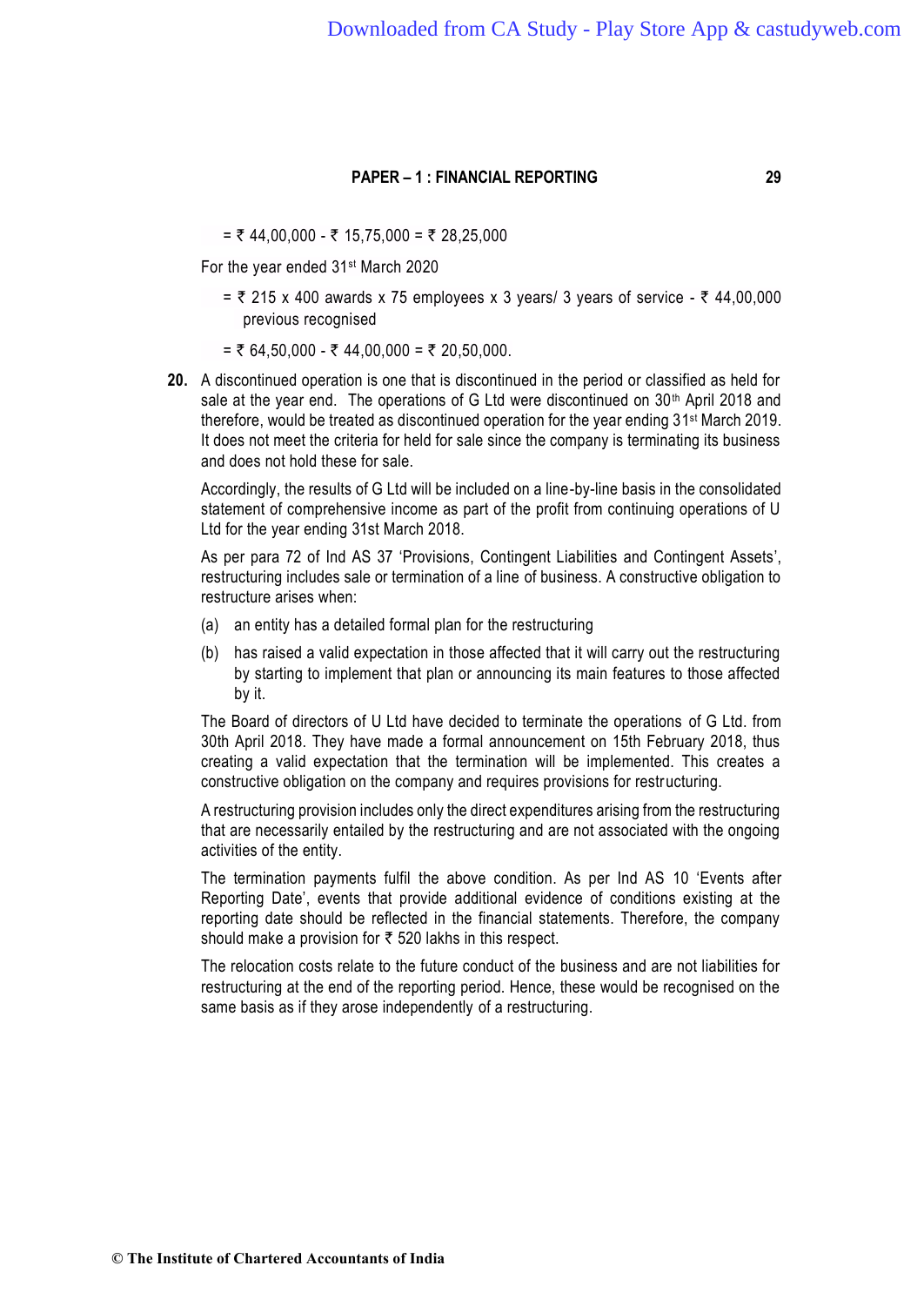= ₹ 44,00,000 - ₹ 15,75,000 = ₹ 28,25,000

For the year ended 31st March 2020

= ₹ 215 x 400 awards x 75 employees x 3 years/ 3 years of service - ₹ 44,00,000 previous recognised

= ₹ 64,50,000 - ₹ 44,00,000 = ₹ 20,50,000.

**20.** A discontinued operation is one that is discontinued in the period or classified as held for sale at the year end. The operations of G Ltd were discontinued on 30th April 2018 and therefore, would be treated as discontinued operation for the year ending 31st March 2019. It does not meet the criteria for held for sale since the company is terminating its business and does not hold these for sale.

Accordingly, the results of G Ltd will be included on a line-by-line basis in the consolidated statement of comprehensive income as part of the profit from continuing operations of U Ltd for the year ending 31st March 2018.

As per para 72 of Ind AS 37 'Provisions, Contingent Liabilities and Contingent Assets', restructuring includes sale or termination of a line of business. A constructive obligation to restructure arises when:

(a) an entity has a detailed formal plan for the restructuring

(b) has raised a valid expectation in those affected that it will carry out the restructuring by starting to implement that plan or announcing its main features to those affected by it.

The Board of directors of U Ltd have decided to terminate the operations of G Ltd. from 30th April 2018. They have made a formal announcement on 15th February 2018, thus creating a valid expectation that the termination will be implemented. This creates a constructive obligation on the company and requires provisions for restructuring.

A restructuring provision includes only the direct expenditures arising from the restructuring that are necessarily entailed by the restructuring and are not associated with the ongoing activities of the entity.

The termination payments fulfil the above condition. As per Ind AS 10 'Events after Reporting Date', events that provide additional evidence of conditions existing at the reporting date should be reflected in the financial statements. Therefore, the company should make a provision for ₹ 520 lakhs in this respect.

The relocation costs relate to the future conduct of the business and are not liabilities for restructuring at the end of the reporting period. Hence, these would be recognised on the same basis as if they arose independently of a restructuring.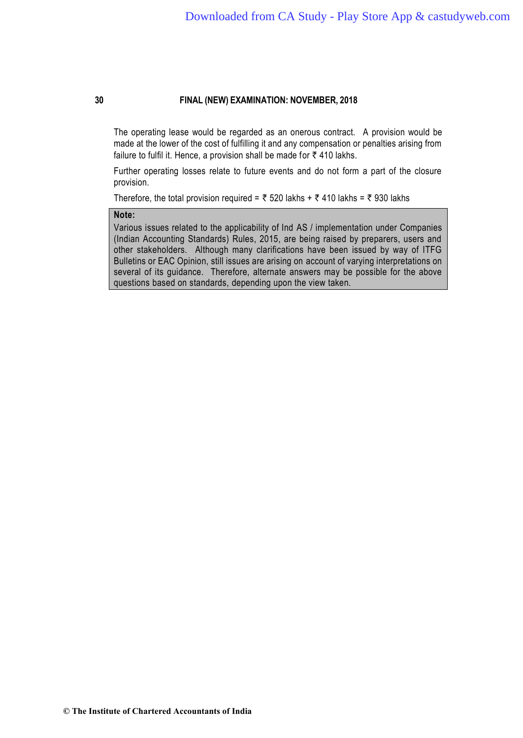The operating lease would be regarded as an onerous contract. A provision would be made at the lower of the cost of fulfilling it and any compensation or penalties arising from failure to fulfil it. Hence, a provision shall be made for ₹ 410 lakhs.

Further operating losses relate to future events and do not form a part of the closure provision.

Therefore, the total provision required = ₹ 520 lakhs + ₹ 410 lakhs = ₹ 930 lakhs

**Note:**

Various issues related to the applicability of Ind AS / implementation under Companies (Indian Accounting Standards) Rules, 2015, are being raised by preparers, users and other stakeholders. Although many clarifications have been issued by way of ITFG Bulletins or EAC Opinion, still issues are arising on account of varying interpretations on several of its guidance. Therefore, alternate answers may be possible for the above questions based on standards, depending upon the view taken.